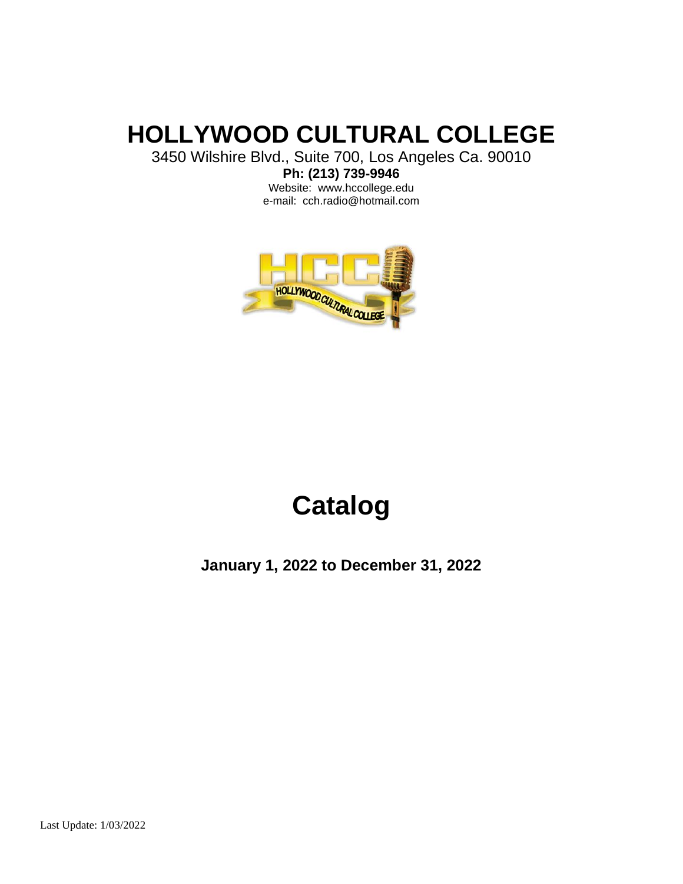# HOLLYWOOD CULTURAL COLLEGE

3450 Wilshire Blvd., Suite 700, Los Angeles Ca. 90010

**Ph: (213) 739-9946**

Website: www.hccollege.edu

e-mail: cch.radio@hotmail.com

# Catalog

**January 1, 2022 to December 31, 2022**

Last Update: 1/03/2022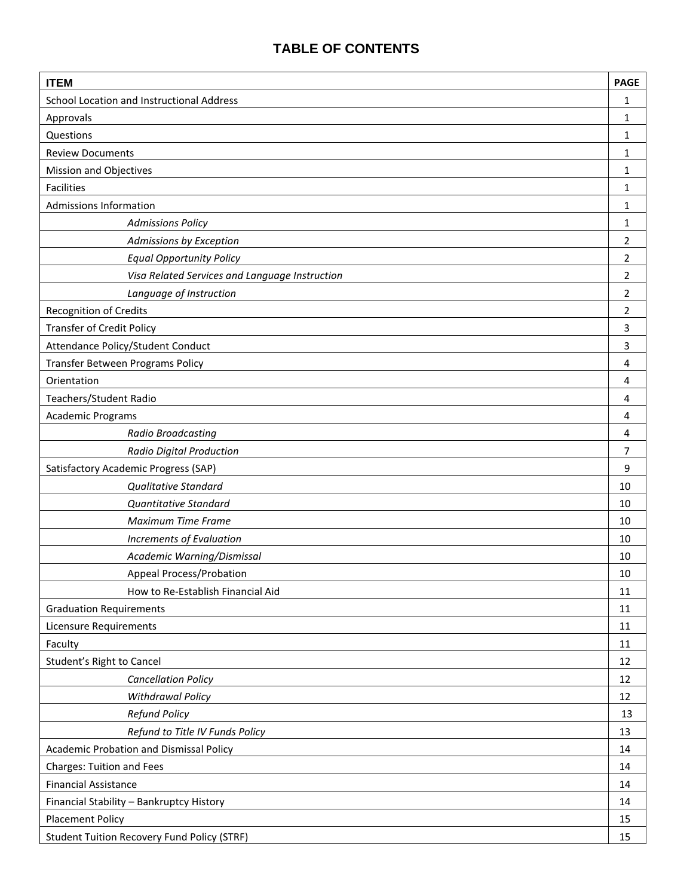# TABLE OF CONTENTS

| ITEM | PAGE |
|---|---|
| School Location and Instructional Address | 1 |
| Approvals | 1 |
| Questions | 1 |
| Review Documents | 1 |
| Mission and Objectives | 1 |
| Facilities | 1 |
| Admissions Information | 1 |
| *Admissions Policy* | 1 |
| *Admissions by Exception* | 2 |
| *Equal Opportunity Policy* | 2 |
| *Visa Related Services and Language Instruction* | 2 |
| *Language of Instruction* | 2 |
| Recognition of Credits | 2 |
| Transfer of Credit Policy | 3 |
| Attendance Policy/Student Conduct | 3 |
| Transfer Between Programs Policy | 4 |
| Orientation | 4 |
| Teachers/Student Radio | 4 |
| Academic Programs | 4 |
| *Radio Broadcasting* | 4 |
| *Radio Digital Production* | 7 |
| Satisfactory Academic Progress (SAP) | 9 |
| *Qualitative Standard* | 10 |
| *Quantitative Standard* | 10 |
| *Maximum Time Frame* | 10 |
| *Increments of Evaluation* | 10 |
| *Academic Warning/Dismissal* | 10 |
| Appeal Process/Probation | 10 |
| How to Re-Establish Financial Aid | 11 |
| Graduation Requirements | 11 |
| Licensure Requirements | 11 |
| Faculty | 11 |
| Student's Right to Cancel | 12 |
| *Cancellation Policy* | 12 |
| *Withdrawal Policy* | 12 |
| *Refund Policy* | 13 |
| *Refund to Title IV Funds Policy* | 13 |
| Academic Probation and Dismissal Policy | 14 |
| Charges: Tuition and Fees | 14 |
| Financial Assistance | 14 |
| Financial Stability – Bankruptcy History | 14 |
| Placement Policy | 15 |
| Student Tuition Recovery Fund Policy (STRF) | 15 |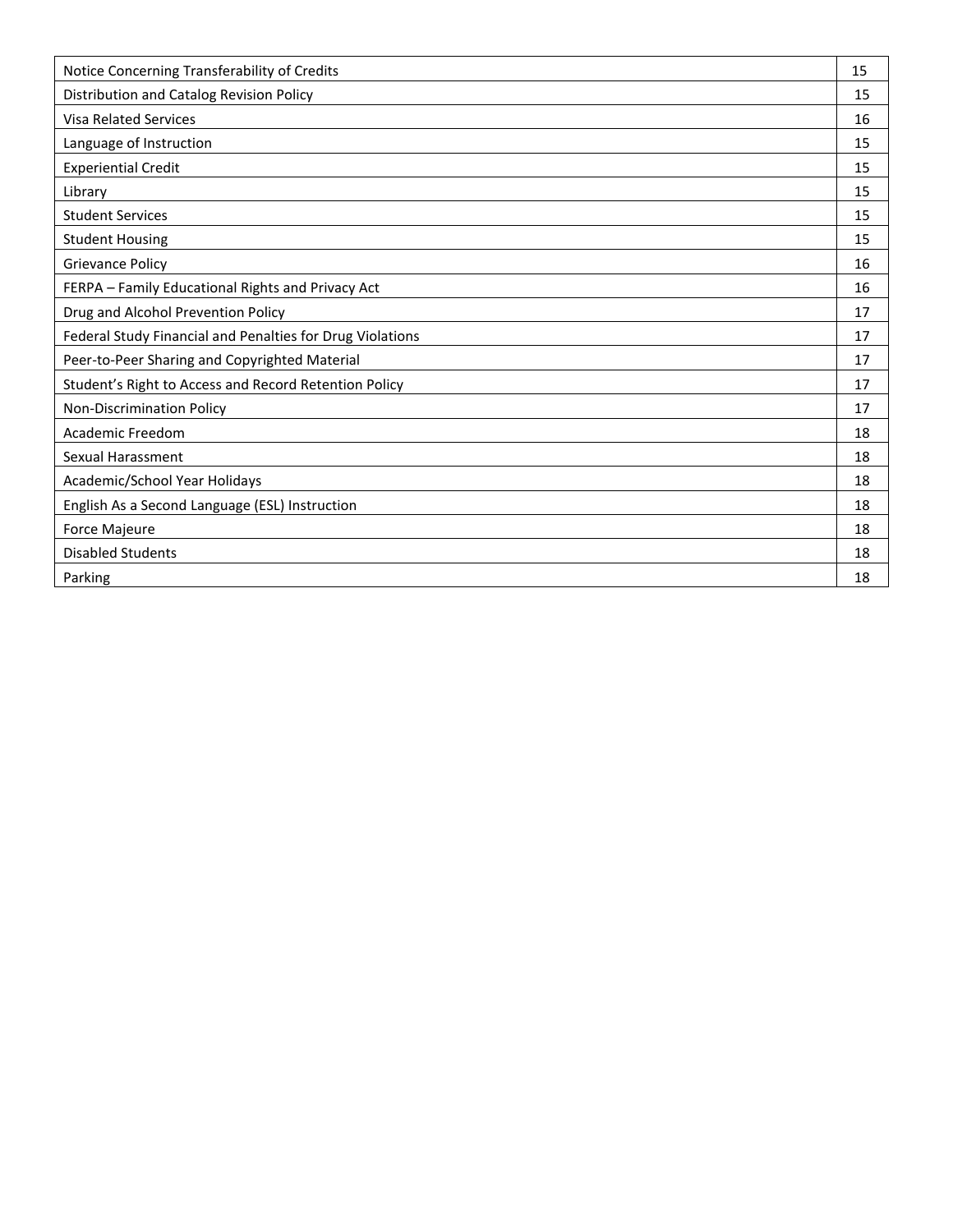| | |
|---|---|
| Notice Concerning Transferability of Credits | 15 |
| Distribution and Catalog Revision Policy | 15 |
| Visa Related Services | 16 |
| Language of Instruction | 15 |
| Experiential Credit | 15 |
| Library | 15 |
| Student Services | 15 |
| Student Housing | 15 |
| Grievance Policy | 16 |
| FERPA – Family Educational Rights and Privacy Act | 16 |
| Drug and Alcohol Prevention Policy | 17 |
| Federal Study Financial and Penalties for Drug Violations | 17 |
| Peer-to-Peer Sharing and Copyrighted Material | 17 |
| Student's Right to Access and Record Retention Policy | 17 |
| Non-Discrimination Policy | 17 |
| Academic Freedom | 18 |
| Sexual Harassment | 18 |
| Academic/School Year Holidays | 18 |
| English As a Second Language (ESL) Instruction | 18 |
| Force Majeure | 18 |
| Disabled Students | 18 |
| Parking | 18 |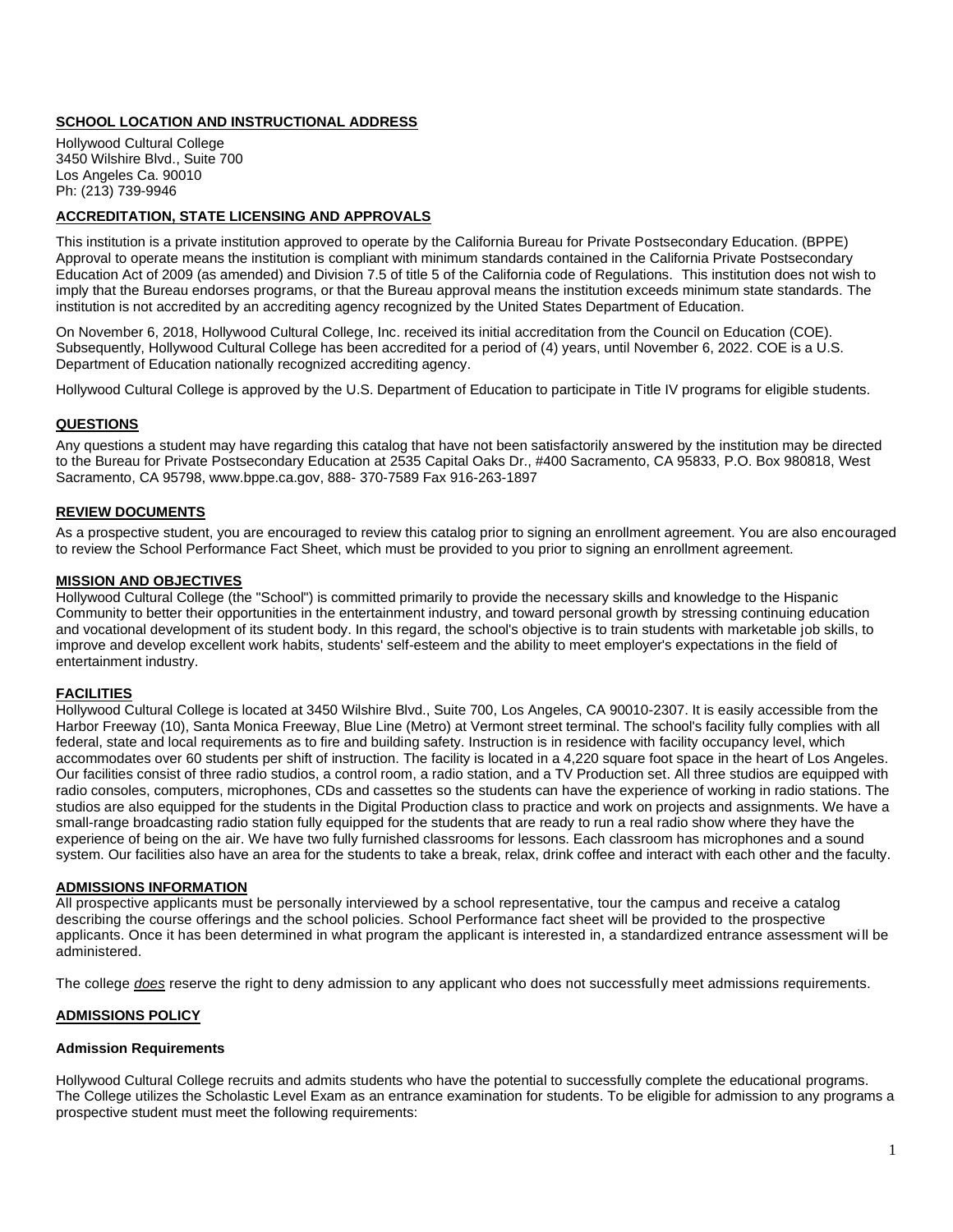## SCHOOL LOCATION AND INSTRUCTIONAL ADDRESS

Hollywood Cultural College
3450 Wilshire Blvd., Suite 700
Los Angeles Ca. 90010
Ph: (213) 739-9946

## ACCREDITATION, STATE LICENSING AND APPROVALS

This institution is a private institution approved to operate by the California Bureau for Private Postsecondary Education. (BPPE) Approval to operate means the institution is compliant with minimum standards contained in the California Private Postsecondary Education Act of 2009 (as amended) and Division 7.5 of title 5 of the California code of Regulations. This institution does not wish to imply that the Bureau endorses programs, or that the Bureau approval means the institution exceeds minimum state standards. The institution is not accredited by an accrediting agency recognized by the United States Department of Education.

On November 6, 2018, Hollywood Cultural College, Inc. received its initial accreditation from the Council on Education (COE). Subsequently, Hollywood Cultural College has been accredited for a period of (4) years, until November 6, 2022. COE is a U.S. Department of Education nationally recognized accrediting agency.

Hollywood Cultural College is approved by the U.S. Department of Education to participate in Title IV programs for eligible students.

## QUESTIONS

Any questions a student may have regarding this catalog that have not been satisfactorily answered by the institution may be directed to the Bureau for Private Postsecondary Education at 2535 Capital Oaks Dr., #400 Sacramento, CA 95833, P.O. Box 980818, West Sacramento, CA 95798, www.bppe.ca.gov, 888- 370-7589 Fax 916-263-1897

## REVIEW DOCUMENTS

As a prospective student, you are encouraged to review this catalog prior to signing an enrollment agreement. You are also encouraged to review the School Performance Fact Sheet, which must be provided to you prior to signing an enrollment agreement.

## MISSION AND OBJECTIVES

Hollywood Cultural College (the "School") is committed primarily to provide the necessary skills and knowledge to the Hispanic Community to better their opportunities in the entertainment industry, and toward personal growth by stressing continuing education and vocational development of its student body. In this regard, the school's objective is to train students with marketable job skills, to improve and develop excellent work habits, students' self-esteem and the ability to meet employer's expectations in the field of entertainment industry.

## FACILITIES

Hollywood Cultural College is located at 3450 Wilshire Blvd., Suite 700, Los Angeles, CA 90010-2307. It is easily accessible from the Harbor Freeway (10), Santa Monica Freeway, Blue Line (Metro) at Vermont street terminal. The school's facility fully complies with all federal, state and local requirements as to fire and building safety. Instruction is in residence with facility occupancy level, which accommodates over 60 students per shift of instruction. The facility is located in a 4,220 square foot space in the heart of Los Angeles. Our facilities consist of three radio studios, a control room, a radio station, and a TV Production set. All three studios are equipped with radio consoles, computers, microphones, CDs and cassettes so the students can have the experience of working in radio stations. The studios are also equipped for the students in the Digital Production class to practice and work on projects and assignments. We have a small-range broadcasting radio station fully equipped for the students that are ready to run a real radio show where they have the experience of being on the air. We have two fully furnished classrooms for lessons. Each classroom has microphones and a sound system. Our facilities also have an area for the students to take a break, relax, drink coffee and interact with each other and the faculty.

## ADMISSIONS INFORMATION

All prospective applicants must be personally interviewed by a school representative, tour the campus and receive a catalog describing the course offerings and the school policies. School Performance fact sheet will be provided to the prospective applicants. Once it has been determined in what program the applicant is interested in, a standardized entrance assessment will be administered.

The college ***does*** reserve the right to deny admission to any applicant who does not successfully meet admissions requirements.

## ADMISSIONS POLICY

### Admission Requirements

Hollywood Cultural College recruits and admits students who have the potential to successfully complete the educational programs. The College utilizes the Scholastic Level Exam as an entrance examination for students. To be eligible for admission to any programs a prospective student must meet the following requirements: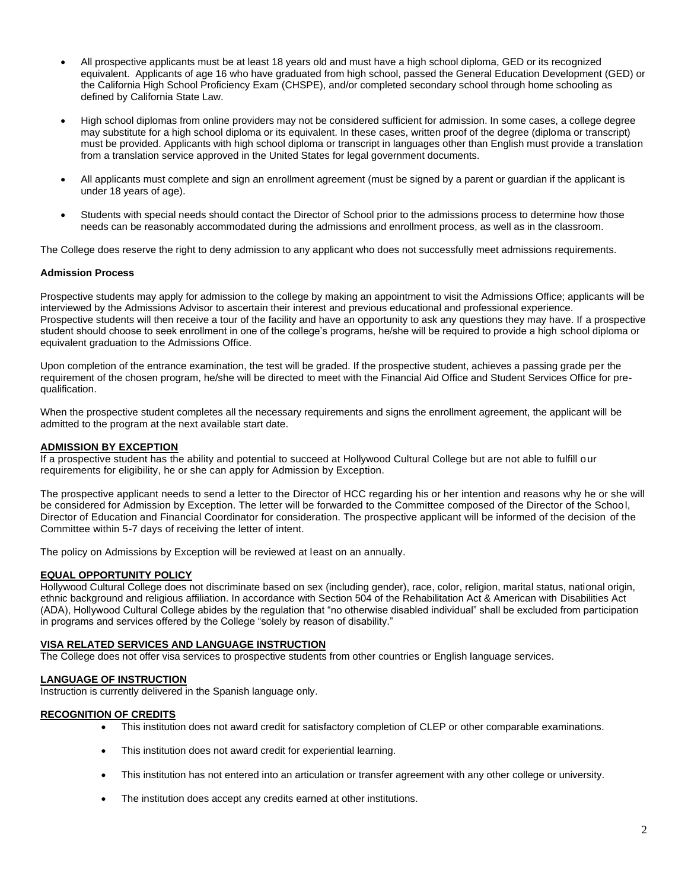- All prospective applicants must be at least 18 years old and must have a high school diploma, GED or its recognized equivalent. Applicants of age 16 who have graduated from high school, passed the General Education Development (GED) or the California High School Proficiency Exam (CHSPE), and/or completed secondary school through home schooling as defined by California State Law.

- High school diplomas from online providers may not be considered sufficient for admission. In some cases, a college degree may substitute for a high school diploma or its equivalent. In these cases, written proof of the degree (diploma or transcript) must be provided. Applicants with high school diploma or transcript in languages other than English must provide a translation from a translation service approved in the United States for legal government documents.

- All applicants must complete and sign an enrollment agreement (must be signed by a parent or guardian if the applicant is under 18 years of age).

- Students with special needs should contact the Director of School prior to the admissions process to determine how those needs can be reasonably accommodated during the admissions and enrollment process, as well as in the classroom.

The College does reserve the right to deny admission to any applicant who does not successfully meet admissions requirements.

**Admission Process**

Prospective students may apply for admission to the college by making an appointment to visit the Admissions Office; applicants will be interviewed by the Admissions Advisor to ascertain their interest and previous educational and professional experience. Prospective students will then receive a tour of the facility and have an opportunity to ask any questions they may have. If a prospective student should choose to seek enrollment in one of the college's programs, he/she will be required to provide a high school diploma or equivalent graduation to the Admissions Office.

Upon completion of the entrance examination, the test will be graded. If the prospective student, achieves a passing grade per the requirement of the chosen program, he/she will be directed to meet with the Financial Aid Office and Student Services Office for pre-qualification.

When the prospective student completes all the necessary requirements and signs the enrollment agreement, the applicant will be admitted to the program at the next available start date.

**ADMISSION BY EXCEPTION**

If a prospective student has the ability and potential to succeed at Hollywood Cultural College but are not able to fulfill our requirements for eligibility, he or she can apply for Admission by Exception.

The prospective applicant needs to send a letter to the Director of HCC regarding his or her intention and reasons why he or she will be considered for Admission by Exception. The letter will be forwarded to the Committee composed of the Director of the School, Director of Education and Financial Coordinator for consideration. The prospective applicant will be informed of the decision of the Committee within 5-7 days of receiving the letter of intent.

The policy on Admissions by Exception will be reviewed at least on an annually.

**EQUAL OPPORTUNITY POLICY**

Hollywood Cultural College does not discriminate based on sex (including gender), race, color, religion, marital status, national origin, ethnic background and religious affiliation. In accordance with Section 504 of the Rehabilitation Act & American with Disabilities Act (ADA), Hollywood Cultural College abides by the regulation that "no otherwise disabled individual" shall be excluded from participation in programs and services offered by the College "solely by reason of disability."

**VISA RELATED SERVICES AND LANGUAGE INSTRUCTION**

The College does not offer visa services to prospective students from other countries or English language services.

**LANGUAGE OF INSTRUCTION**

Instruction is currently delivered in the Spanish language only.

**RECOGNITION OF CREDITS**

- This institution does not award credit for satisfactory completion of CLEP or other comparable examinations.
- This institution does not award credit for experiential learning.
- This institution has not entered into an articulation or transfer agreement with any other college or university.
- The institution does accept any credits earned at other institutions.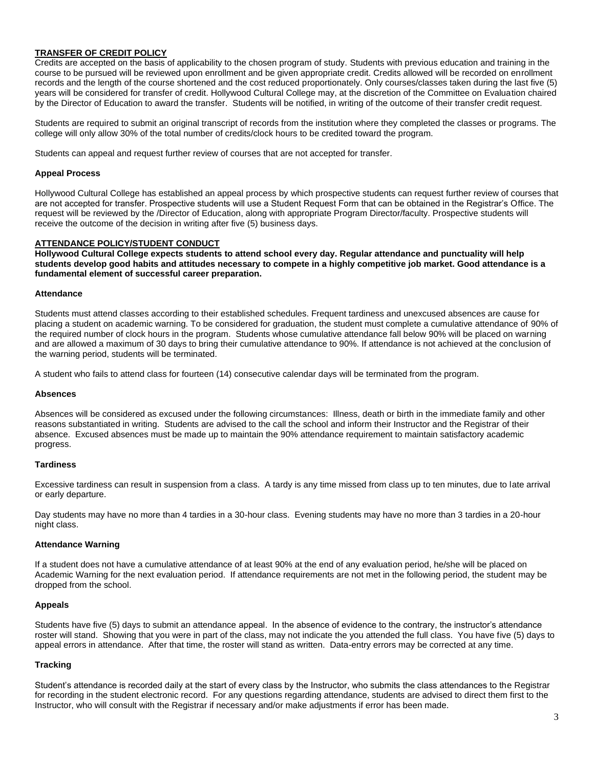## TRANSFER OF CREDIT POLICY

Credits are accepted on the basis of applicability to the chosen program of study. Students with previous education and training in the course to be pursued will be reviewed upon enrollment and be given appropriate credit. Credits allowed will be recorded on enrollment records and the length of the course shortened and the cost reduced proportionately. Only courses/classes taken during the last five (5) years will be considered for transfer of credit. Hollywood Cultural College may, at the discretion of the Committee on Evaluation chaired by the Director of Education to award the transfer. Students will be notified, in writing of the outcome of their transfer credit request.

Students are required to submit an original transcript of records from the institution where they completed the classes or programs. The college will only allow 30% of the total number of credits/clock hours to be credited toward the program.

Students can appeal and request further review of courses that are not accepted for transfer.

### Appeal Process

Hollywood Cultural College has established an appeal process by which prospective students can request further review of courses that are not accepted for transfer. Prospective students will use a Student Request Form that can be obtained in the Registrar's Office. The request will be reviewed by the /Director of Education, along with appropriate Program Director/faculty. Prospective students will receive the outcome of the decision in writing after five (5) business days.

## ATTENDANCE POLICY/STUDENT CONDUCT

**Hollywood Cultural College expects students to attend school every day. Regular attendance and punctuality will help students develop good habits and attitudes necessary to compete in a highly competitive job market. Good attendance is a fundamental element of successful career preparation.**

### Attendance

Students must attend classes according to their established schedules. Frequent tardiness and unexcused absences are cause for placing a student on academic warning. To be considered for graduation, the student must complete a cumulative attendance of 90% of the required number of clock hours in the program. Students whose cumulative attendance fall below 90% will be placed on warning and are allowed a maximum of 30 days to bring their cumulative attendance to 90%. If attendance is not achieved at the conclusion of the warning period, students will be terminated.

A student who fails to attend class for fourteen (14) consecutive calendar days will be terminated from the program.

### Absences

Absences will be considered as excused under the following circumstances: Illness, death or birth in the immediate family and other reasons substantiated in writing. Students are advised to the call the school and inform their Instructor and the Registrar of their absence. Excused absences must be made up to maintain the 90% attendance requirement to maintain satisfactory academic progress.

### Tardiness

Excessive tardiness can result in suspension from a class. A tardy is any time missed from class up to ten minutes, due to late arrival or early departure.

Day students may have no more than 4 tardies in a 30-hour class. Evening students may have no more than 3 tardies in a 20-hour night class.

### Attendance Warning

If a student does not have a cumulative attendance of at least 90% at the end of any evaluation period, he/she will be placed on Academic Warning for the next evaluation period. If attendance requirements are not met in the following period, the student may be dropped from the school.

### Appeals

Students have five (5) days to submit an attendance appeal. In the absence of evidence to the contrary, the instructor's attendance roster will stand. Showing that you were in part of the class, may not indicate the you attended the full class. You have five (5) days to appeal errors in attendance. After that time, the roster will stand as written. Data-entry errors may be corrected at any time.

### Tracking

Student's attendance is recorded daily at the start of every class by the Instructor, who submits the class attendances to the Registrar for recording in the student electronic record. For any questions regarding attendance, students are advised to direct them first to the Instructor, who will consult with the Registrar if necessary and/or make adjustments if error has been made.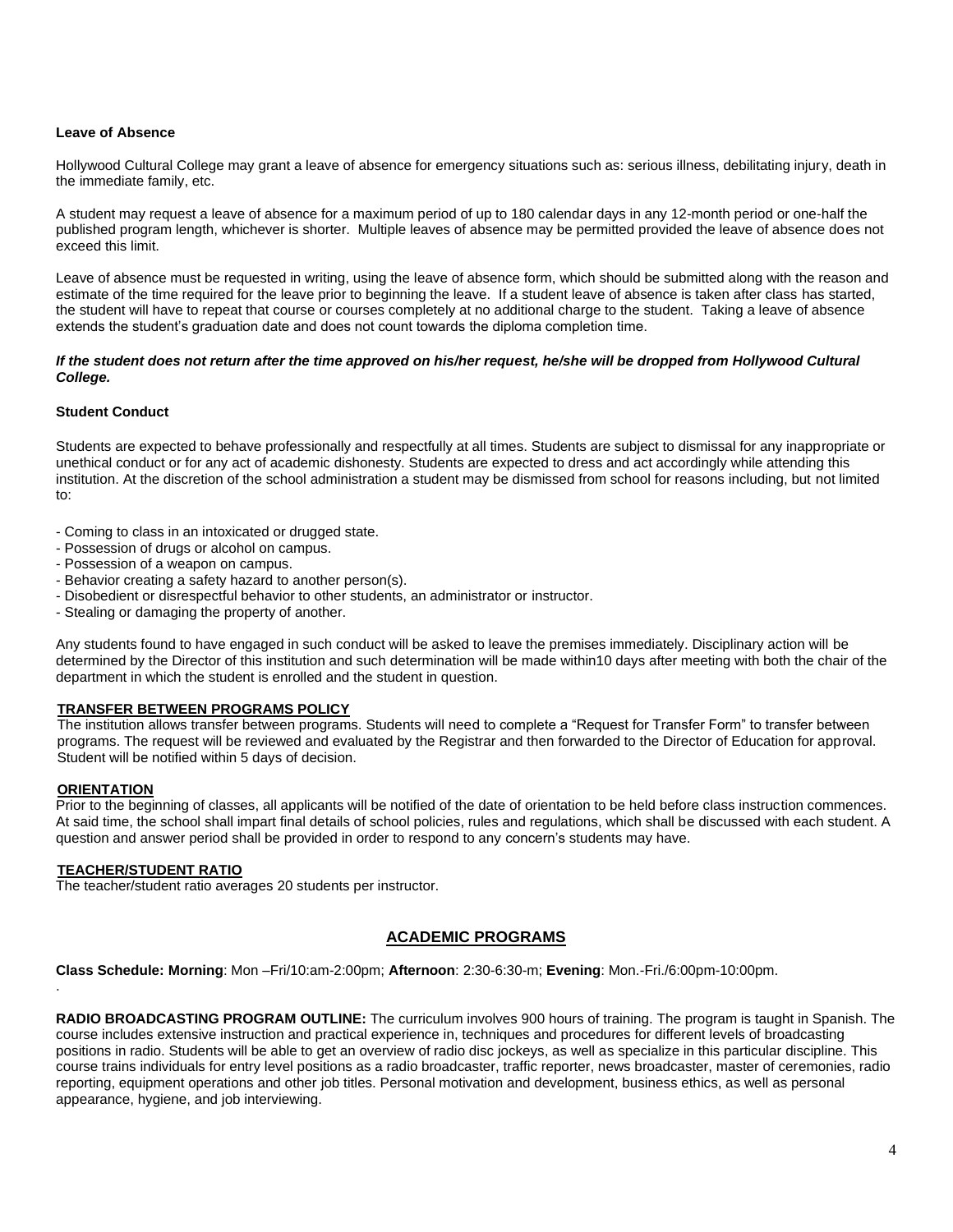**Leave of Absence**

Hollywood Cultural College may grant a leave of absence for emergency situations such as: serious illness, debilitating injury, death in the immediate family, etc.

A student may request a leave of absence for a maximum period of up to 180 calendar days in any 12-month period or one-half the published program length, whichever is shorter. Multiple leaves of absence may be permitted provided the leave of absence does not exceed this limit.

Leave of absence must be requested in writing, using the leave of absence form, which should be submitted along with the reason and estimate of the time required for the leave prior to beginning the leave. If a student leave of absence is taken after class has started, the student will have to repeat that course or courses completely at no additional charge to the student. Taking a leave of absence extends the student's graduation date and does not count towards the diploma completion time.

***If the student does not return after the time approved on his/her request, he/she will be dropped from Hollywood Cultural College.***

**Student Conduct**

Students are expected to behave professionally and respectfully at all times. Students are subject to dismissal for any inappropriate or unethical conduct or for any act of academic dishonesty. Students are expected to dress and act accordingly while attending this institution. At the discretion of the school administration a student may be dismissed from school for reasons including, but not limited to:

- Coming to class in an intoxicated or drugged state.
- Possession of drugs or alcohol on campus.
- Possession of a weapon on campus.
- Behavior creating a safety hazard to another person(s).
- Disobedient or disrespectful behavior to other students, an administrator or instructor.
- Stealing or damaging the property of another.

Any students found to have engaged in such conduct will be asked to leave the premises immediately. Disciplinary action will be determined by the Director of this institution and such determination will be made within10 days after meeting with both the chair of the department in which the student is enrolled and the student in question.

**TRANSFER BETWEEN PROGRAMS POLICY**

The institution allows transfer between programs. Students will need to complete a "Request for Transfer Form" to transfer between programs. The request will be reviewed and evaluated by the Registrar and then forwarded to the Director of Education for approval. Student will be notified within 5 days of decision.

**ORIENTATION**

Prior to the beginning of classes, all applicants will be notified of the date of orientation to be held before class instruction commences. At said time, the school shall impart final details of school policies, rules and regulations, which shall be discussed with each student. A question and answer period shall be provided in order to respond to any concern's students may have.

**TEACHER/STUDENT RATIO**

The teacher/student ratio averages 20 students per instructor.

## ACADEMIC PROGRAMS

**Class Schedule: Morning**: Mon –Fri/10:am-2:00pm; **Afternoon**: 2:30-6:30-m; **Evening**: Mon.-Fri./6:00pm-10:00pm.

**RADIO BROADCASTING PROGRAM OUTLINE:** The curriculum involves 900 hours of training. The program is taught in Spanish. The course includes extensive instruction and practical experience in, techniques and procedures for different levels of broadcasting positions in radio. Students will be able to get an overview of radio disc jockeys, as well as specialize in this particular discipline. This course trains individuals for entry level positions as a radio broadcaster, traffic reporter, news broadcaster, master of ceremonies, radio reporting, equipment operations and other job titles. Personal motivation and development, business ethics, as well as personal appearance, hygiene, and job interviewing.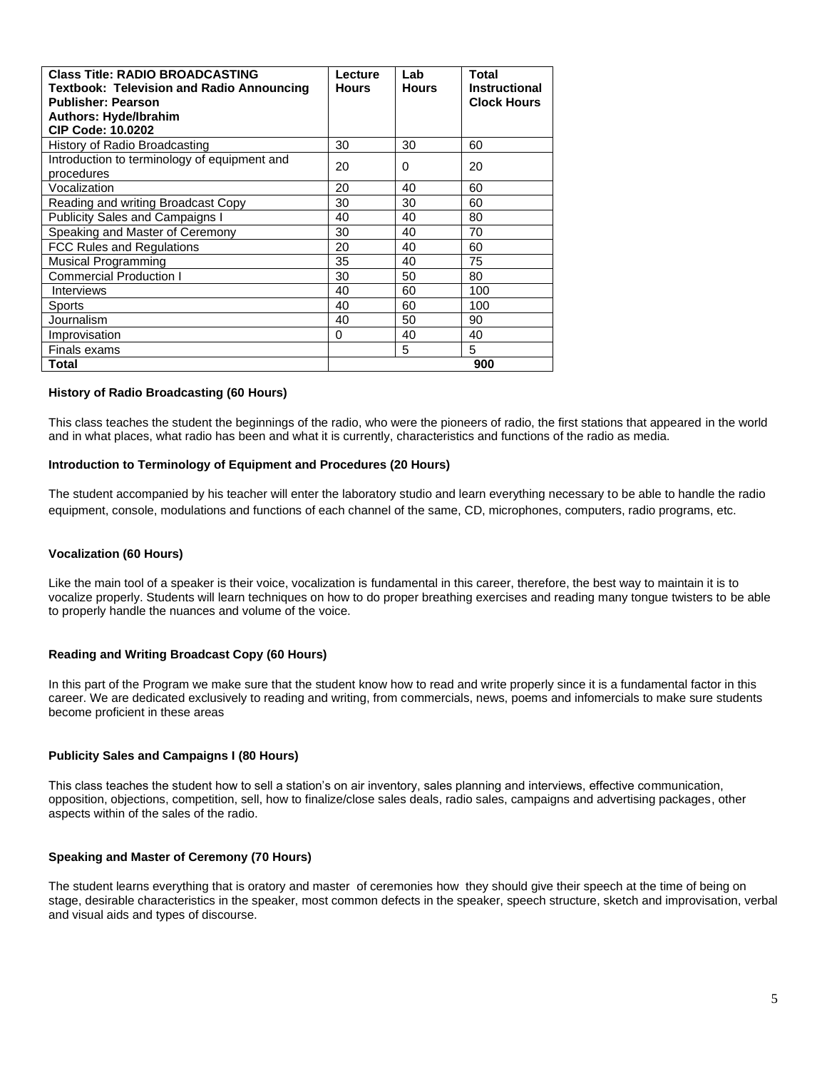| **Class Title: RADIO BROADCASTING**<br>**Textbook: Television and Radio Announcing**<br>**Publisher: Pearson**<br>**Authors: Hyde/Ibrahim**<br>**CIP Code: 10.0202** | **Lecture Hours** | **Lab Hours** | **Total Instructional Clock Hours** |
|---|---|---|---|
| History of Radio Broadcasting | 30 | 30 | 60 |
| Introduction to terminology of equipment and procedures | 20 | 0 | 20 |
| Vocalization | 20 | 40 | 60 |
| Reading and writing Broadcast Copy | 30 | 30 | 60 |
| Publicity Sales and Campaigns I | 40 | 40 | 80 |
| Speaking and Master of Ceremony | 30 | 40 | 70 |
| FCC Rules and Regulations | 20 | 40 | 60 |
| Musical Programming | 35 | 40 | 75 |
| Commercial Production I | 30 | 50 | 80 |
| Interviews | 40 | 60 | 100 |
| Sports | 40 | 60 | 100 |
| Journalism | 40 | 50 | 90 |
| Improvisation | 0 | 40 | 40 |
| Finals exams | | 5 | 5 |
| **Total** | | | **900** |

**History of Radio Broadcasting (60 Hours)**

This class teaches the student the beginnings of the radio, who were the pioneers of radio, the first stations that appeared in the world and in what places, what radio has been and what it is currently, characteristics and functions of the radio as media.

**Introduction to Terminology of Equipment and Procedures (20 Hours)**

The student accompanied by his teacher will enter the laboratory studio and learn everything necessary to be able to handle the radio equipment, console, modulations and functions of each channel of the same, CD, microphones, computers, radio programs, etc.

**Vocalization (60 Hours)**

Like the main tool of a speaker is their voice, vocalization is fundamental in this career, therefore, the best way to maintain it is to vocalize properly. Students will learn techniques on how to do proper breathing exercises and reading many tongue twisters to be able to properly handle the nuances and volume of the voice.

**Reading and Writing Broadcast Copy (60 Hours)**

In this part of the Program we make sure that the student know how to read and write properly since it is a fundamental factor in this career. We are dedicated exclusively to reading and writing, from commercials, news, poems and infomercials to make sure students become proficient in these areas

**Publicity Sales and Campaigns I (80 Hours)**

This class teaches the student how to sell a station's on air inventory, sales planning and interviews, effective communication, opposition, objections, competition, sell, how to finalize/close sales deals, radio sales, campaigns and advertising packages, other aspects within of the sales of the radio.

**Speaking and Master of Ceremony (70 Hours)**

The student learns everything that is oratory and master of ceremonies how they should give their speech at the time of being on stage, desirable characteristics in the speaker, most common defects in the speaker, speech structure, sketch and improvisation, verbal and visual aids and types of discourse.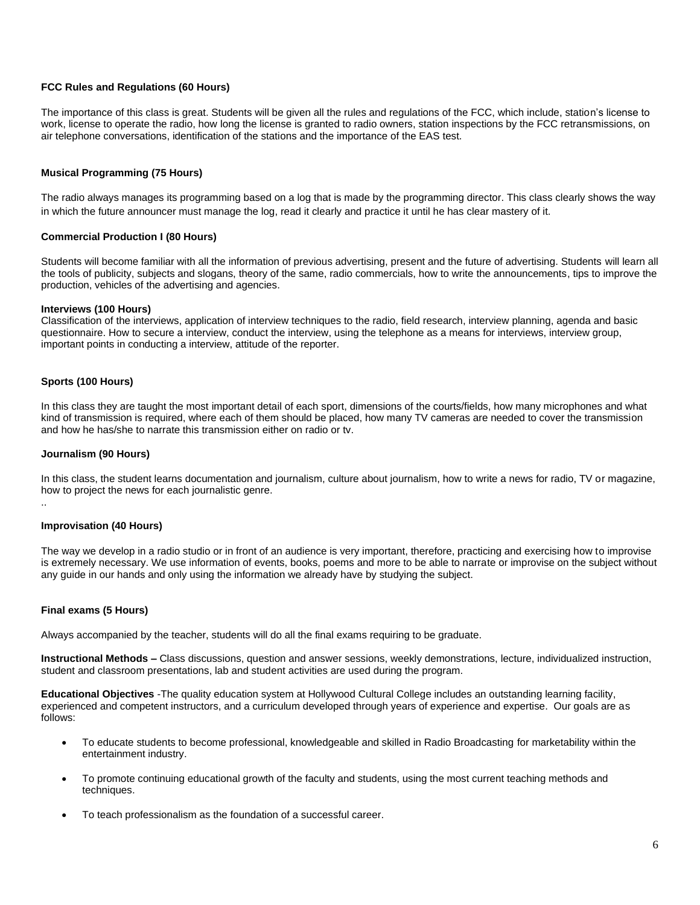**FCC Rules and Regulations (60 Hours)**

The importance of this class is great. Students will be given all the rules and regulations of the FCC, which include, station's license to work, license to operate the radio, how long the license is granted to radio owners, station inspections by the FCC retransmissions, on air telephone conversations, identification of the stations and the importance of the EAS test.

**Musical Programming (75 Hours)**

The radio always manages its programming based on a log that is made by the programming director. This class clearly shows the way in which the future announcer must manage the log, read it clearly and practice it until he has clear mastery of it.

**Commercial Production I (80 Hours)**

Students will become familiar with all the information of previous advertising, present and the future of advertising. Students will learn all the tools of publicity, subjects and slogans, theory of the same, radio commercials, how to write the announcements, tips to improve the production, vehicles of the advertising and agencies.

**Interviews (100 Hours)**
Classification of the interviews, application of interview techniques to the radio, field research, interview planning, agenda and basic questionnaire. How to secure a interview, conduct the interview, using the telephone as a means for interviews, interview group, important points in conducting a interview, attitude of the reporter.

**Sports (100 Hours)**

In this class they are taught the most important detail of each sport, dimensions of the courts/fields, how many microphones and what kind of transmission is required, where each of them should be placed, how many TV cameras are needed to cover the transmission and how he has/she to narrate this transmission either on radio or tv.

**Journalism (90 Hours)**

In this class, the student learns documentation and journalism, culture about journalism, how to write a news for radio, TV or magazine, how to project the news for each journalistic genre.
..

**Improvisation (40 Hours)**

The way we develop in a radio studio or in front of an audience is very important, therefore, practicing and exercising how to improvise is extremely necessary. We use information of events, books, poems and more to be able to narrate or improvise on the subject without any guide in our hands and only using the information we already have by studying the subject.

**Final exams (5 Hours)**

Always accompanied by the teacher, students will do all the final exams requiring to be graduate.

**Instructional Methods –** Class discussions, question and answer sessions, weekly demonstrations, lecture, individualized instruction, student and classroom presentations, lab and student activities are used during the program.

**Educational Objectives** -The quality education system at Hollywood Cultural College includes an outstanding learning facility, experienced and competent instructors, and a curriculum developed through years of experience and expertise. Our goals are as follows:

- To educate students to become professional, knowledgeable and skilled in Radio Broadcasting for marketability within the entertainment industry.
- To promote continuing educational growth of the faculty and students, using the most current teaching methods and techniques.
- To teach professionalism as the foundation of a successful career.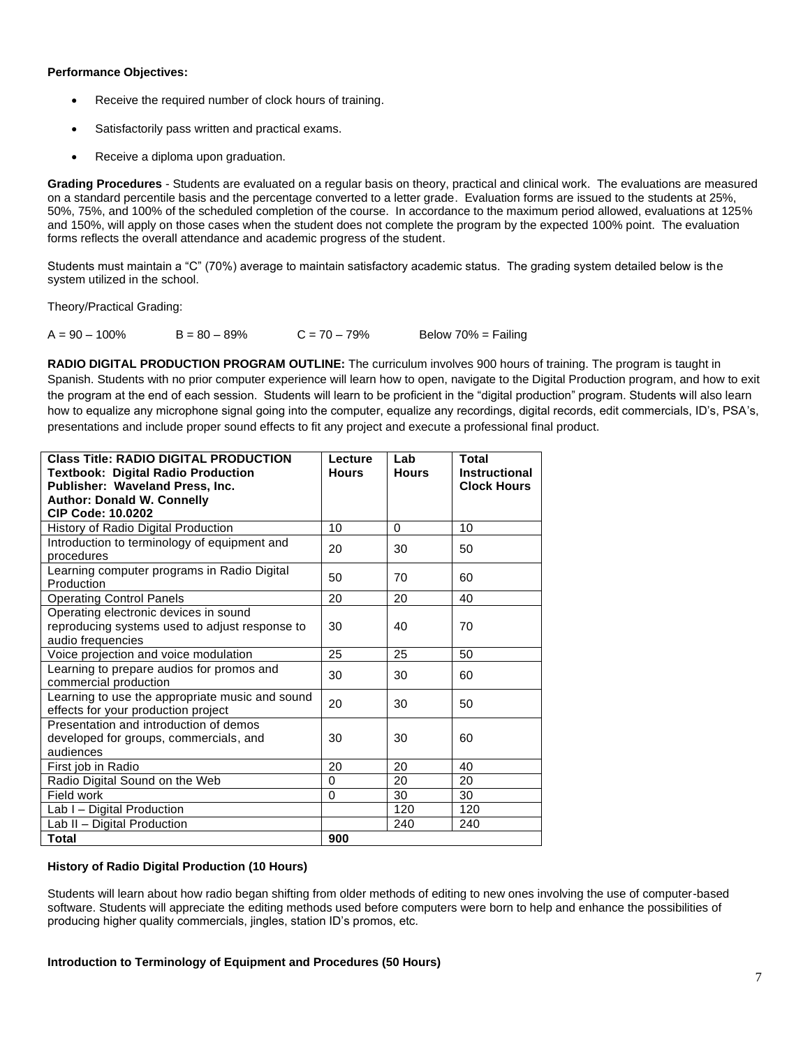**Performance Objectives:**

- Receive the required number of clock hours of training.
- Satisfactorily pass written and practical exams.
- Receive a diploma upon graduation.

**Grading Procedures** - Students are evaluated on a regular basis on theory, practical and clinical work. The evaluations are measured on a standard percentile basis and the percentage converted to a letter grade. Evaluation forms are issued to the students at 25%, 50%, 75%, and 100% of the scheduled completion of the course. In accordance to the maximum period allowed, evaluations at 125% and 150%, will apply on those cases when the student does not complete the program by the expected 100% point. The evaluation forms reflects the overall attendance and academic progress of the student.

Students must maintain a "C" (70%) average to maintain satisfactory academic status. The grading system detailed below is the system utilized in the school.

Theory/Practical Grading:

A = 90 – 100%    B = 80 – 89%    C = 70 – 79%    Below 70% = Failing

**RADIO DIGITAL PRODUCTION PROGRAM OUTLINE:** The curriculum involves 900 hours of training. The program is taught in Spanish. Students with no prior computer experience will learn how to open, navigate to the Digital Production program, and how to exit the program at the end of each session. Students will learn to be proficient in the "digital production" program. Students will also learn how to equalize any microphone signal going into the computer, equalize any recordings, digital records, edit commercials, ID's, PSA's, presentations and include proper sound effects to fit any project and execute a professional final product.

| **Class Title: RADIO DIGITAL PRODUCTION**<br>**Textbook: Digital Radio Production**<br>**Publisher: Waveland Press, Inc.**<br>**Author: Donald W. Connelly**<br>**CIP Code: 10.0202** | **Lecture Hours** | **Lab Hours** | **Total Instructional Clock Hours** |
|---|---|---|---|
| History of Radio Digital Production | 10 | 0 | 10 |
| Introduction to terminology of equipment and procedures | 20 | 30 | 50 |
| Learning computer programs in Radio Digital Production | 50 | 70 | 60 |
| Operating Control Panels | 20 | 20 | 40 |
| Operating electronic devices in sound reproducing systems used to adjust response to audio frequencies | 30 | 40 | 70 |
| Voice projection and voice modulation | 25 | 25 | 50 |
| Learning to prepare audios for promos and commercial production | 30 | 30 | 60 |
| Learning to use the appropriate music and sound effects for your production project | 20 | 30 | 50 |
| Presentation and introduction of demos developed for groups, commercials, and audiences | 30 | 30 | 60 |
| First job in Radio | 20 | 20 | 40 |
| Radio Digital Sound on the Web | 0 | 20 | 20 |
| Field work | 0 | 30 | 30 |
| Lab I – Digital Production | | 120 | 120 |
| Lab II – Digital Production | | 240 | 240 |
| **Total** | **900** | | |

**History of Radio Digital Production (10 Hours)**

Students will learn about how radio began shifting from older methods of editing to new ones involving the use of computer-based software. Students will appreciate the editing methods used before computers were born to help and enhance the possibilities of producing higher quality commercials, jingles, station ID's promos, etc.

**Introduction to Terminology of Equipment and Procedures (50 Hours)**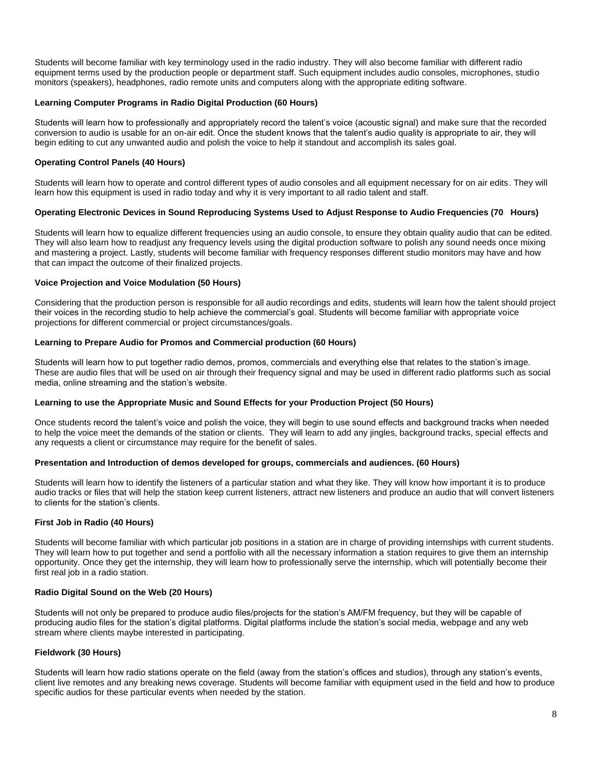Students will become familiar with key terminology used in the radio industry. They will also become familiar with different radio equipment terms used by the production people or department staff. Such equipment includes audio consoles, microphones, studio monitors (speakers), headphones, radio remote units and computers along with the appropriate editing software.

**Learning Computer Programs in Radio Digital Production (60 Hours)**

Students will learn how to professionally and appropriately record the talent's voice (acoustic signal) and make sure that the recorded conversion to audio is usable for an on-air edit. Once the student knows that the talent's audio quality is appropriate to air, they will begin editing to cut any unwanted audio and polish the voice to help it standout and accomplish its sales goal.

**Operating Control Panels (40 Hours)**

Students will learn how to operate and control different types of audio consoles and all equipment necessary for on air edits. They will learn how this equipment is used in radio today and why it is very important to all radio talent and staff.

**Operating Electronic Devices in Sound Reproducing Systems Used to Adjust Response to Audio Frequencies (70 Hours)**

Students will learn how to equalize different frequencies using an audio console, to ensure they obtain quality audio that can be edited. They will also learn how to readjust any frequency levels using the digital production software to polish any sound needs once mixing and mastering a project. Lastly, students will become familiar with frequency responses different studio monitors may have and how that can impact the outcome of their finalized projects.

**Voice Projection and Voice Modulation (50 Hours)**

Considering that the production person is responsible for all audio recordings and edits, students will learn how the talent should project their voices in the recording studio to help achieve the commercial's goal. Students will become familiar with appropriate voice projections for different commercial or project circumstances/goals.

**Learning to Prepare Audio for Promos and Commercial production (60 Hours)**

Students will learn how to put together radio demos, promos, commercials and everything else that relates to the station's image. These are audio files that will be used on air through their frequency signal and may be used in different radio platforms such as social media, online streaming and the station's website.

**Learning to use the Appropriate Music and Sound Effects for your Production Project (50 Hours)**

Once students record the talent's voice and polish the voice, they will begin to use sound effects and background tracks when needed to help the voice meet the demands of the station or clients. They will learn to add any jingles, background tracks, special effects and any requests a client or circumstance may require for the benefit of sales.

**Presentation and Introduction of demos developed for groups, commercials and audiences. (60 Hours)**

Students will learn how to identify the listeners of a particular station and what they like. They will know how important it is to produce audio tracks or files that will help the station keep current listeners, attract new listeners and produce an audio that will convert listeners to clients for the station's clients.

**First Job in Radio (40 Hours)**

Students will become familiar with which particular job positions in a station are in charge of providing internships with current students. They will learn how to put together and send a portfolio with all the necessary information a station requires to give them an internship opportunity. Once they get the internship, they will learn how to professionally serve the internship, which will potentially become their first real job in a radio station.

**Radio Digital Sound on the Web (20 Hours)**

Students will not only be prepared to produce audio files/projects for the station's AM/FM frequency, but they will be capable of producing audio files for the station's digital platforms. Digital platforms include the station's social media, webpage and any web stream where clients maybe interested in participating.

**Fieldwork (30 Hours)**

Students will learn how radio stations operate on the field (away from the station's offices and studios), through any station's events, client live remotes and any breaking news coverage. Students will become familiar with equipment used in the field and how to produce specific audios for these particular events when needed by the station.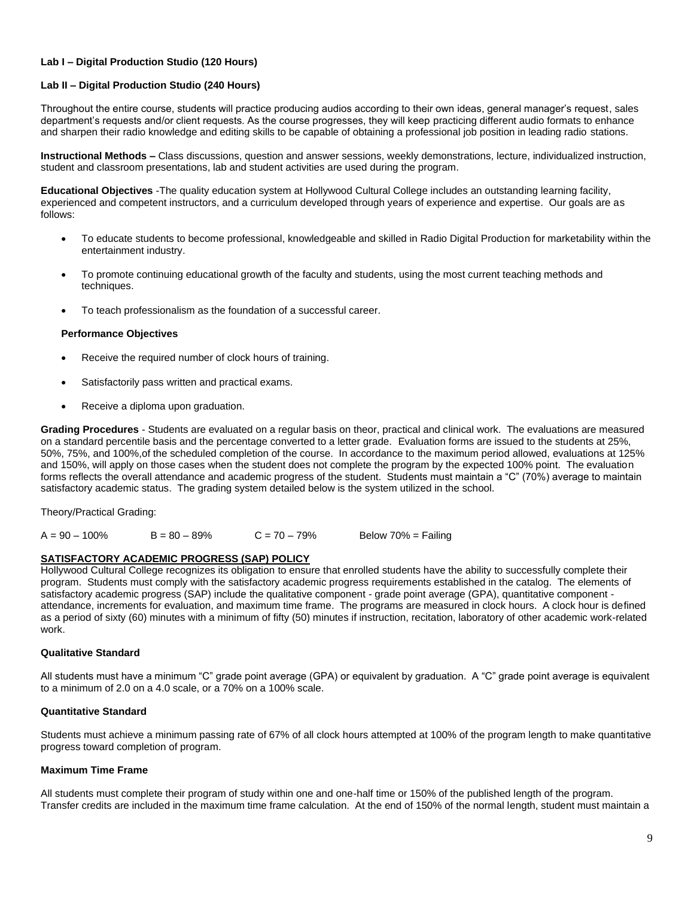**Lab I – Digital Production Studio (120 Hours)**

**Lab II – Digital Production Studio (240 Hours)**

Throughout the entire course, students will practice producing audios according to their own ideas, general manager's request, sales department's requests and/or client requests. As the course progresses, they will keep practicing different audio formats to enhance and sharpen their radio knowledge and editing skills to be capable of obtaining a professional job position in leading radio stations.

**Instructional Methods –** Class discussions, question and answer sessions, weekly demonstrations, lecture, individualized instruction, student and classroom presentations, lab and student activities are used during the program.

**Educational Objectives** -The quality education system at Hollywood Cultural College includes an outstanding learning facility, experienced and competent instructors, and a curriculum developed through years of experience and expertise. Our goals are as follows:

- To educate students to become professional, knowledgeable and skilled in Radio Digital Production for marketability within the entertainment industry.
- To promote continuing educational growth of the faculty and students, using the most current teaching methods and techniques.
- To teach professionalism as the foundation of a successful career.

**Performance Objectives**

- Receive the required number of clock hours of training.
- Satisfactorily pass written and practical exams.
- Receive a diploma upon graduation.

**Grading Procedures** - Students are evaluated on a regular basis on theor, practical and clinical work. The evaluations are measured on a standard percentile basis and the percentage converted to a letter grade. Evaluation forms are issued to the students at 25%, 50%, 75%, and 100%,of the scheduled completion of the course. In accordance to the maximum period allowed, evaluations at 125% and 150%, will apply on those cases when the student does not complete the program by the expected 100% point. The evaluation forms reflects the overall attendance and academic progress of the student. Students must maintain a "C" (70%) average to maintain satisfactory academic status. The grading system detailed below is the system utilized in the school.

Theory/Practical Grading:

A = 90 – 100% B = 80 – 89% C = 70 – 79% Below 70% = Failing

**SATISFACTORY ACADEMIC PROGRESS (SAP) POLICY**

Hollywood Cultural College recognizes its obligation to ensure that enrolled students have the ability to successfully complete their program. Students must comply with the satisfactory academic progress requirements established in the catalog. The elements of satisfactory academic progress (SAP) include the qualitative component - grade point average (GPA), quantitative component - attendance, increments for evaluation, and maximum time frame. The programs are measured in clock hours. A clock hour is defined as a period of sixty (60) minutes with a minimum of fifty (50) minutes if instruction, recitation, laboratory of other academic work-related work.

**Qualitative Standard**

All students must have a minimum "C" grade point average (GPA) or equivalent by graduation. A "C" grade point average is equivalent to a minimum of 2.0 on a 4.0 scale, or a 70% on a 100% scale.

**Quantitative Standard**

Students must achieve a minimum passing rate of 67% of all clock hours attempted at 100% of the program length to make quantitative progress toward completion of program.

**Maximum Time Frame**

All students must complete their program of study within one and one-half time or 150% of the published length of the program. Transfer credits are included in the maximum time frame calculation. At the end of 150% of the normal length, student must maintain a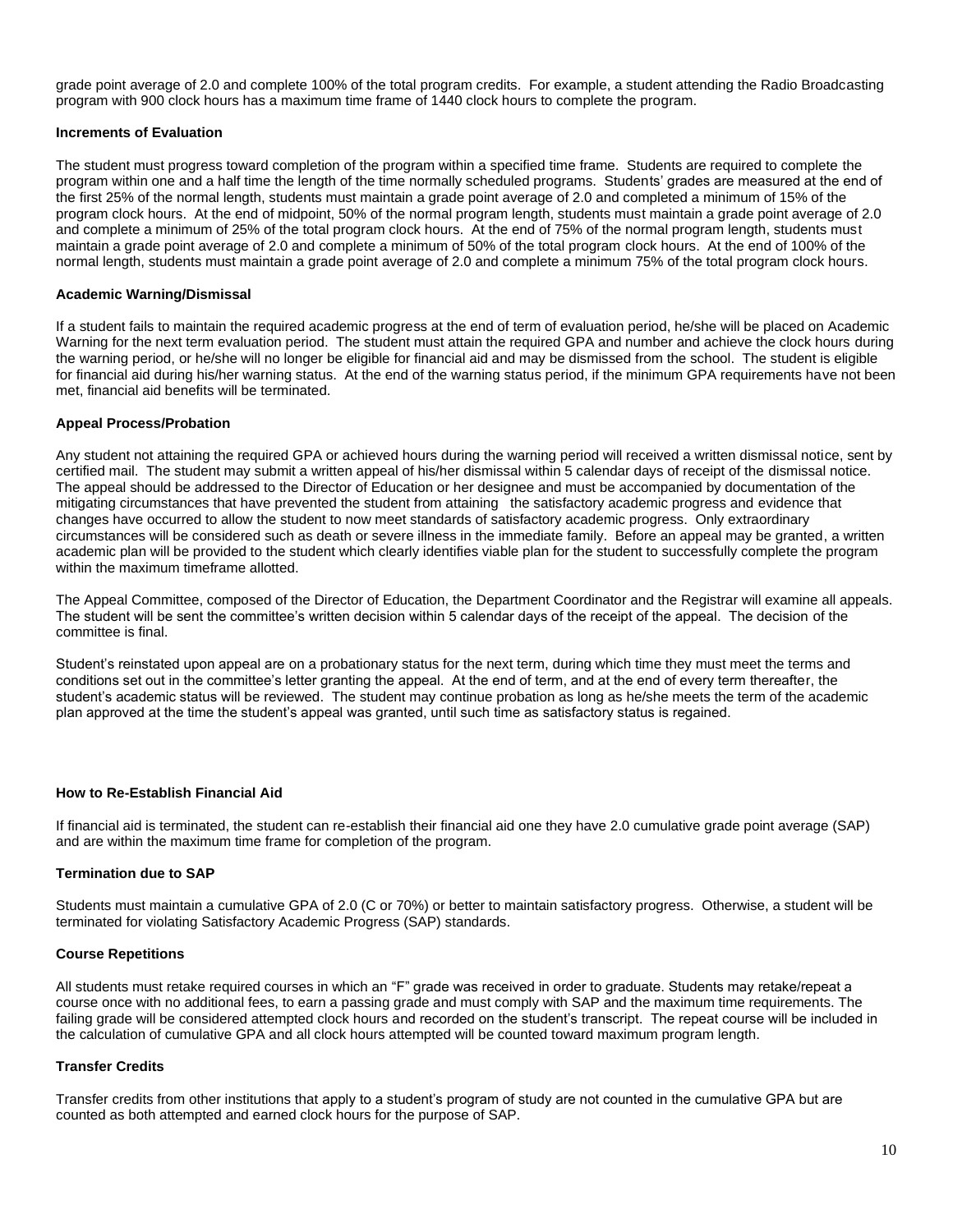grade point average of 2.0 and complete 100% of the total program credits. For example, a student attending the Radio Broadcasting program with 900 clock hours has a maximum time frame of 1440 clock hours to complete the program.

**Increments of Evaluation**

The student must progress toward completion of the program within a specified time frame. Students are required to complete the program within one and a half time the length of the time normally scheduled programs. Students' grades are measured at the end of the first 25% of the normal length, students must maintain a grade point average of 2.0 and completed a minimum of 15% of the program clock hours. At the end of midpoint, 50% of the normal program length, students must maintain a grade point average of 2.0 and complete a minimum of 25% of the total program clock hours. At the end of 75% of the normal program length, students must maintain a grade point average of 2.0 and complete a minimum of 50% of the total program clock hours. At the end of 100% of the normal length, students must maintain a grade point average of 2.0 and complete a minimum 75% of the total program clock hours.

**Academic Warning/Dismissal**

If a student fails to maintain the required academic progress at the end of term of evaluation period, he/she will be placed on Academic Warning for the next term evaluation period. The student must attain the required GPA and number and achieve the clock hours during the warning period, or he/she will no longer be eligible for financial aid and may be dismissed from the school. The student is eligible for financial aid during his/her warning status. At the end of the warning status period, if the minimum GPA requirements have not been met, financial aid benefits will be terminated.

**Appeal Process/Probation**

Any student not attaining the required GPA or achieved hours during the warning period will received a written dismissal notice, sent by certified mail. The student may submit a written appeal of his/her dismissal within 5 calendar days of receipt of the dismissal notice. The appeal should be addressed to the Director of Education or her designee and must be accompanied by documentation of the mitigating circumstances that have prevented the student from attaining the satisfactory academic progress and evidence that changes have occurred to allow the student to now meet standards of satisfactory academic progress. Only extraordinary circumstances will be considered such as death or severe illness in the immediate family. Before an appeal may be granted, a written academic plan will be provided to the student which clearly identifies viable plan for the student to successfully complete the program within the maximum timeframe allotted.

The Appeal Committee, composed of the Director of Education, the Department Coordinator and the Registrar will examine all appeals. The student will be sent the committee's written decision within 5 calendar days of the receipt of the appeal. The decision of the committee is final.

Student's reinstated upon appeal are on a probationary status for the next term, during which time they must meet the terms and conditions set out in the committee's letter granting the appeal. At the end of term, and at the end of every term thereafter, the student's academic status will be reviewed. The student may continue probation as long as he/she meets the term of the academic plan approved at the time the student's appeal was granted, until such time as satisfactory status is regained.

**How to Re-Establish Financial Aid**

If financial aid is terminated, the student can re-establish their financial aid one they have 2.0 cumulative grade point average (SAP) and are within the maximum time frame for completion of the program.

**Termination due to SAP**

Students must maintain a cumulative GPA of 2.0 (C or 70%) or better to maintain satisfactory progress. Otherwise, a student will be terminated for violating Satisfactory Academic Progress (SAP) standards.

**Course Repetitions**

All students must retake required courses in which an "F" grade was received in order to graduate. Students may retake/repeat a course once with no additional fees, to earn a passing grade and must comply with SAP and the maximum time requirements. The failing grade will be considered attempted clock hours and recorded on the student's transcript. The repeat course will be included in the calculation of cumulative GPA and all clock hours attempted will be counted toward maximum program length.

**Transfer Credits**

Transfer credits from other institutions that apply to a student's program of study are not counted in the cumulative GPA but are counted as both attempted and earned clock hours for the purpose of SAP.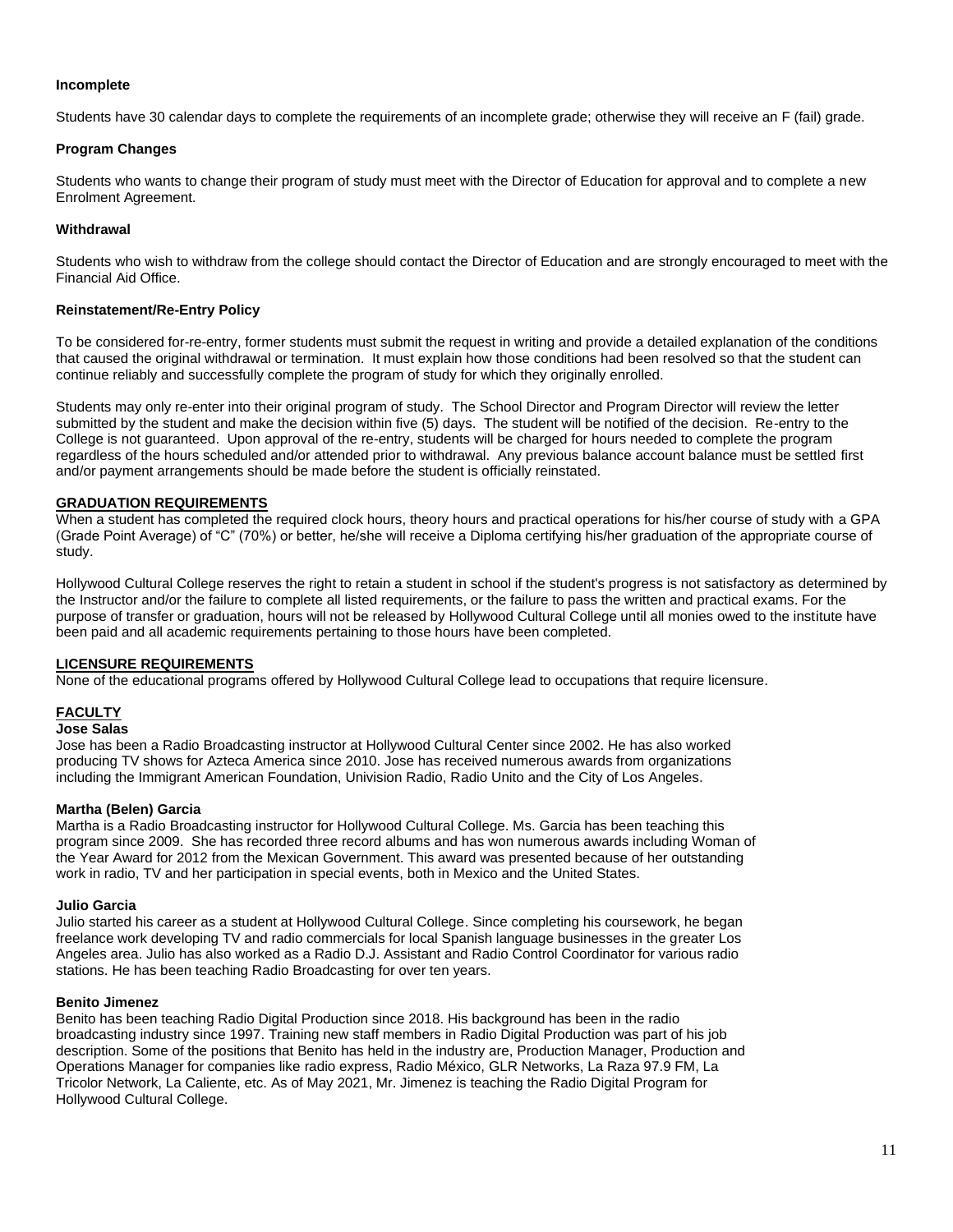### Incomplete

Students have 30 calendar days to complete the requirements of an incomplete grade; otherwise they will receive an F (fail) grade.

### Program Changes

Students who wants to change their program of study must meet with the Director of Education for approval and to complete a new Enrolment Agreement.

### Withdrawal

Students who wish to withdraw from the college should contact the Director of Education and are strongly encouraged to meet with the Financial Aid Office.

### Reinstatement/Re-Entry Policy

To be considered for-re-entry, former students must submit the request in writing and provide a detailed explanation of the conditions that caused the original withdrawal or termination. It must explain how those conditions had been resolved so that the student can continue reliably and successfully complete the program of study for which they originally enrolled.

Students may only re-enter into their original program of study. The School Director and Program Director will review the letter submitted by the student and make the decision within five (5) days. The student will be notified of the decision. Re-entry to the College is not guaranteed. Upon approval of the re-entry, students will be charged for hours needed to complete the program regardless of the hours scheduled and/or attended prior to withdrawal. Any previous balance account balance must be settled first and/or payment arrangements should be made before the student is officially reinstated.

## GRADUATION REQUIREMENTS

When a student has completed the required clock hours, theory hours and practical operations for his/her course of study with a GPA (Grade Point Average) of "C" (70%) or better, he/she will receive a Diploma certifying his/her graduation of the appropriate course of study.

Hollywood Cultural College reserves the right to retain a student in school if the student's progress is not satisfactory as determined by the Instructor and/or the failure to complete all listed requirements, or the failure to pass the written and practical exams. For the purpose of transfer or graduation, hours will not be released by Hollywood Cultural College until all monies owed to the institute have been paid and all academic requirements pertaining to those hours have been completed.

## LICENSURE REQUIREMENTS

None of the educational programs offered by Hollywood Cultural College lead to occupations that require licensure.

## FACULTY

### Jose Salas

Jose has been a Radio Broadcasting instructor at Hollywood Cultural Center since 2002. He has also worked producing TV shows for Azteca America since 2010. Jose has received numerous awards from organizations including the Immigrant American Foundation, Univision Radio, Radio Unito and the City of Los Angeles.

### Martha (Belen) Garcia

Martha is a Radio Broadcasting instructor for Hollywood Cultural College. Ms. Garcia has been teaching this program since 2009. She has recorded three record albums and has won numerous awards including Woman of the Year Award for 2012 from the Mexican Government. This award was presented because of her outstanding work in radio, TV and her participation in special events, both in Mexico and the United States.

### Julio Garcia

Julio started his career as a student at Hollywood Cultural College. Since completing his coursework, he began freelance work developing TV and radio commercials for local Spanish language businesses in the greater Los Angeles area. Julio has also worked as a Radio D.J. Assistant and Radio Control Coordinator for various radio stations. He has been teaching Radio Broadcasting for over ten years.

### Benito Jimenez

Benito has been teaching Radio Digital Production since 2018. His background has been in the radio broadcasting industry since 1997. Training new staff members in Radio Digital Production was part of his job description. Some of the positions that Benito has held in the industry are, Production Manager, Production and Operations Manager for companies like radio express, Radio México, GLR Networks, La Raza 97.9 FM, La Tricolor Network, La Caliente, etc. As of May 2021, Mr. Jimenez is teaching the Radio Digital Program for Hollywood Cultural College.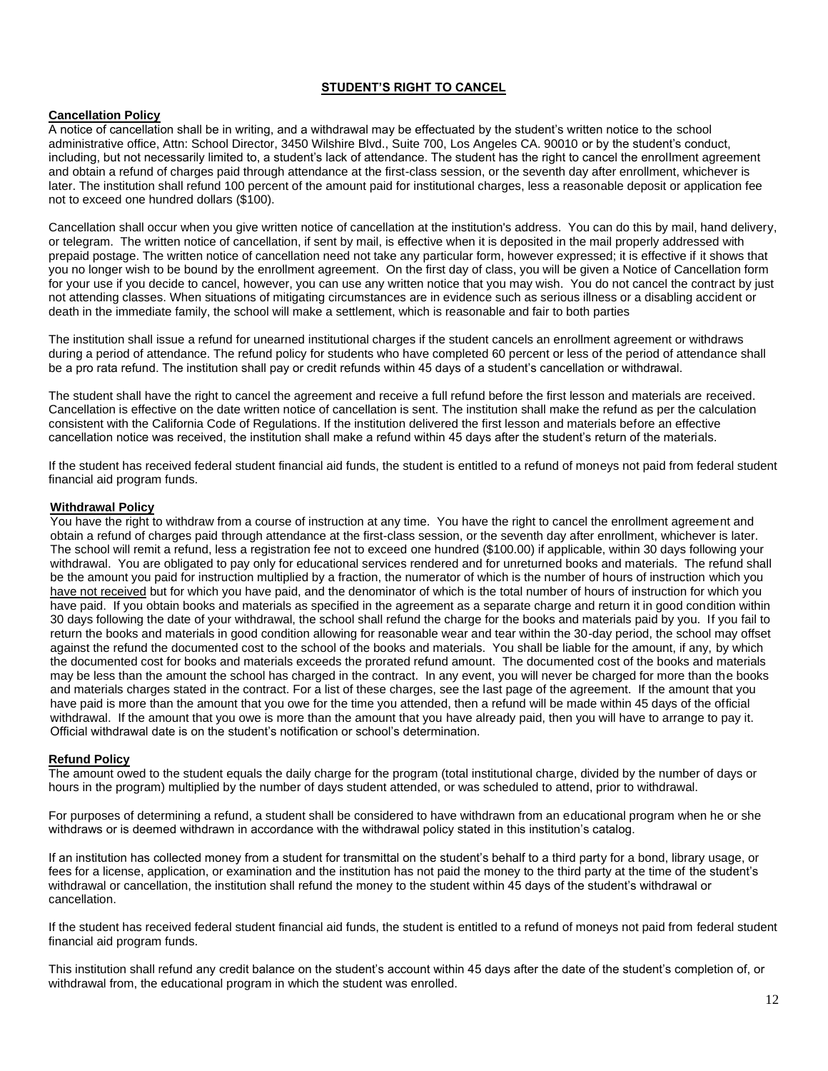## STUDENT'S RIGHT TO CANCEL

### Cancellation Policy

A notice of cancellation shall be in writing, and a withdrawal may be effectuated by the student's written notice to the school administrative office, Attn: School Director, 3450 Wilshire Blvd., Suite 700, Los Angeles CA. 90010 or by the student's conduct, including, but not necessarily limited to, a student's lack of attendance. The student has the right to cancel the enrollment agreement and obtain a refund of charges paid through attendance at the first-class session, or the seventh day after enrollment, whichever is later. The institution shall refund 100 percent of the amount paid for institutional charges, less a reasonable deposit or application fee not to exceed one hundred dollars ($100).

Cancellation shall occur when you give written notice of cancellation at the institution's address. You can do this by mail, hand delivery, or telegram. The written notice of cancellation, if sent by mail, is effective when it is deposited in the mail properly addressed with prepaid postage. The written notice of cancellation need not take any particular form, however expressed; it is effective if it shows that you no longer wish to be bound by the enrollment agreement. On the first day of class, you will be given a Notice of Cancellation form for your use if you decide to cancel, however, you can use any written notice that you may wish. You do not cancel the contract by just not attending classes. When situations of mitigating circumstances are in evidence such as serious illness or a disabling accident or death in the immediate family, the school will make a settlement, which is reasonable and fair to both parties

The institution shall issue a refund for unearned institutional charges if the student cancels an enrollment agreement or withdraws during a period of attendance. The refund policy for students who have completed 60 percent or less of the period of attendance shall be a pro rata refund. The institution shall pay or credit refunds within 45 days of a student's cancellation or withdrawal.

The student shall have the right to cancel the agreement and receive a full refund before the first lesson and materials are received. Cancellation is effective on the date written notice of cancellation is sent. The institution shall make the refund as per the calculation consistent with the California Code of Regulations. If the institution delivered the first lesson and materials before an effective cancellation notice was received, the institution shall make a refund within 45 days after the student's return of the materials.

If the student has received federal student financial aid funds, the student is entitled to a refund of moneys not paid from federal student financial aid program funds.

### Withdrawal Policy

You have the right to withdraw from a course of instruction at any time. You have the right to cancel the enrollment agreement and obtain a refund of charges paid through attendance at the first-class session, or the seventh day after enrollment, whichever is later. The school will remit a refund, less a registration fee not to exceed one hundred ($100.00) if applicable, within 30 days following your withdrawal. You are obligated to pay only for educational services rendered and for unreturned books and materials. The refund shall be the amount you paid for instruction multiplied by a fraction, the numerator of which is the number of hours of instruction which you have not received but for which you have paid, and the denominator of which is the total number of hours of instruction for which you have paid. If you obtain books and materials as specified in the agreement as a separate charge and return it in good condition within 30 days following the date of your withdrawal, the school shall refund the charge for the books and materials paid by you. If you fail to return the books and materials in good condition allowing for reasonable wear and tear within the 30-day period, the school may offset against the refund the documented cost to the school of the books and materials. You shall be liable for the amount, if any, by which the documented cost for books and materials exceeds the prorated refund amount. The documented cost of the books and materials may be less than the amount the school has charged in the contract. In any event, you will never be charged for more than the books and materials charges stated in the contract. For a list of these charges, see the last page of the agreement. If the amount that you have paid is more than the amount that you owe for the time you attended, then a refund will be made within 45 days of the official withdrawal. If the amount that you owe is more than the amount that you have already paid, then you will have to arrange to pay it. Official withdrawal date is on the student's notification or school's determination.

### Refund Policy

The amount owed to the student equals the daily charge for the program (total institutional charge, divided by the number of days or hours in the program) multiplied by the number of days student attended, or was scheduled to attend, prior to withdrawal.

For purposes of determining a refund, a student shall be considered to have withdrawn from an educational program when he or she withdraws or is deemed withdrawn in accordance with the withdrawal policy stated in this institution's catalog.

If an institution has collected money from a student for transmittal on the student's behalf to a third party for a bond, library usage, or fees for a license, application, or examination and the institution has not paid the money to the third party at the time of the student's withdrawal or cancellation, the institution shall refund the money to the student within 45 days of the student's withdrawal or cancellation.

If the student has received federal student financial aid funds, the student is entitled to a refund of moneys not paid from federal student financial aid program funds.

This institution shall refund any credit balance on the student's account within 45 days after the date of the student's completion of, or withdrawal from, the educational program in which the student was enrolled.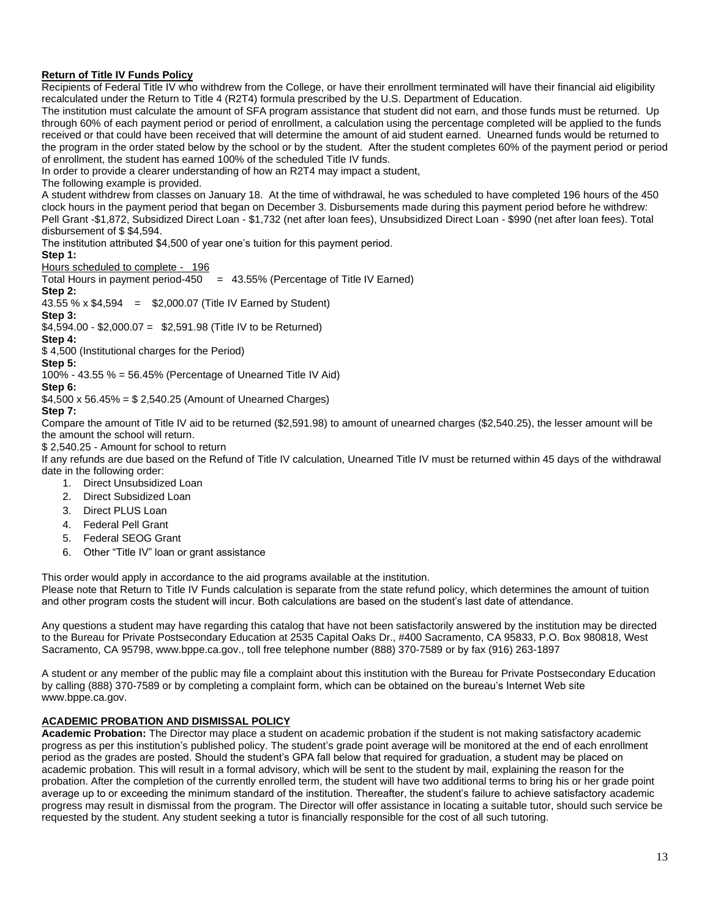**Return of Title IV Funds Policy**

Recipients of Federal Title IV who withdrew from the College, or have their enrollment terminated will have their financial aid eligibility recalculated under the Return to Title 4 (R2T4) formula prescribed by the U.S. Department of Education.

The institution must calculate the amount of SFA program assistance that student did not earn, and those funds must be returned. Up through 60% of each payment period or period of enrollment, a calculation using the percentage completed will be applied to the funds received or that could have been received that will determine the amount of aid student earned. Unearned funds would be returned to the program in the order stated below by the school or by the student. After the student completes 60% of the payment period or period of enrollment, the student has earned 100% of the scheduled Title IV funds.

In order to provide a clearer understanding of how an R2T4 may impact a student,

The following example is provided.

A student withdrew from classes on January 18. At the time of withdrawal, he was scheduled to have completed 196 hours of the 450 clock hours in the payment period that began on December 3. Disbursements made during this payment period before he withdrew: Pell Grant -$1,872, Subsidized Direct Loan - $1,732 (net after loan fees), Unsubsidized Direct Loan - $990 (net after loan fees). Total disbursement of $ $4,594.

The institution attributed $4,500 of year one's tuition for this payment period.

**Step 1:**

Hours scheduled to complete - 196
Total Hours in payment period-450 = 43.55% (Percentage of Title IV Earned)

**Step 2:**

43.55 % x $4,594 = $2,000.07 (Title IV Earned by Student)

**Step 3:**

$4,594.00 - $2,000.07 = $2,591.98 (Title IV to be Returned)

**Step 4:**

$ 4,500 (Institutional charges for the Period)

**Step 5:**

100% - 43.55 % = 56.45% (Percentage of Unearned Title IV Aid)

**Step 6:**

$4,500 x 56.45% = $ 2,540.25 (Amount of Unearned Charges)

**Step 7:**

Compare the amount of Title IV aid to be returned ($2,591.98) to amount of unearned charges ($2,540.25), the lesser amount will be the amount the school will return.

$ 2,540.25 - Amount for school to return

If any refunds are due based on the Refund of Title IV calculation, Unearned Title IV must be returned within 45 days of the withdrawal date in the following order:

1. Direct Unsubsidized Loan
2. Direct Subsidized Loan
3. Direct PLUS Loan
4. Federal Pell Grant
5. Federal SEOG Grant
6. Other "Title IV" loan or grant assistance

This order would apply in accordance to the aid programs available at the institution.

Please note that Return to Title IV Funds calculation is separate from the state refund policy, which determines the amount of tuition and other program costs the student will incur. Both calculations are based on the student's last date of attendance.

Any questions a student may have regarding this catalog that have not been satisfactorily answered by the institution may be directed to the Bureau for Private Postsecondary Education at 2535 Capital Oaks Dr., #400 Sacramento, CA 95833, P.O. Box 980818, West Sacramento, CA 95798, www.bppe.ca.gov., toll free telephone number (888) 370-7589 or by fax (916) 263-1897

A student or any member of the public may file a complaint about this institution with the Bureau for Private Postsecondary Education by calling (888) 370-7589 or by completing a complaint form, which can be obtained on the bureau's Internet Web site www.bppe.ca.gov.

**ACADEMIC PROBATION AND DISMISSAL POLICY**

**Academic Probation:** The Director may place a student on academic probation if the student is not making satisfactory academic progress as per this institution's published policy. The student's grade point average will be monitored at the end of each enrollment period as the grades are posted. Should the student's GPA fall below that required for graduation, a student may be placed on academic probation. This will result in a formal advisory, which will be sent to the student by mail, explaining the reason for the probation. After the completion of the currently enrolled term, the student will have two additional terms to bring his or her grade point average up to or exceeding the minimum standard of the institution. Thereafter, the student's failure to achieve satisfactory academic progress may result in dismissal from the program. The Director will offer assistance in locating a suitable tutor, should such service be requested by the student. Any student seeking a tutor is financially responsible for the cost of all such tutoring.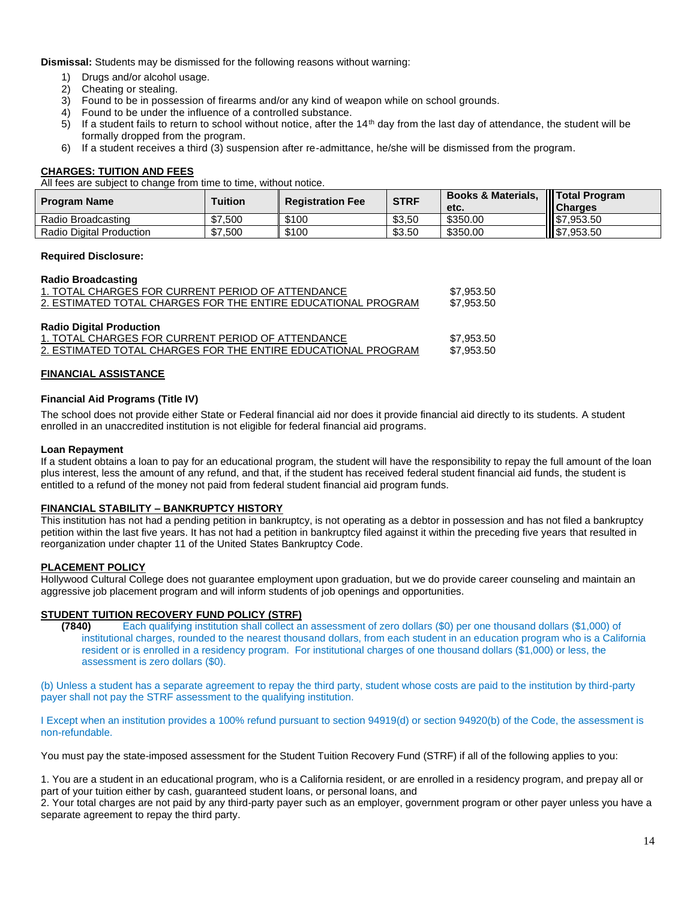**Dismissal:** Students may be dismissed for the following reasons without warning:

1) Drugs and/or alcohol usage.
2) Cheating or stealing.
3) Found to be in possession of firearms and/or any kind of weapon while on school grounds.
4) Found to be under the influence of a controlled substance.
5) If a student fails to return to school without notice, after the 14th day from the last day of attendance, the student will be formally dropped from the program.
6) If a student receives a third (3) suspension after re-admittance, he/she will be dismissed from the program.

**CHARGES: TUITION AND FEES**

All fees are subject to change from time to time, without notice.

| Program Name | Tuition | Registration Fee | STRF | Books & Materials, etc. | Total Program Charges |
|---|---|---|---|---|---|
| Radio Broadcasting | $7,500 | $100 | $3,50 | $350.00 | $7,953.50 |
| Radio Digital Production | $7,500 | $100 | $3.50 | $350.00 | $7,953.50 |

**Required Disclosure:**

**Radio Broadcasting**

| | |
|---|---|
| 1. TOTAL CHARGES FOR CURRENT PERIOD OF ATTENDANCE | $7,953.50 |
| 2. ESTIMATED TOTAL CHARGES FOR THE ENTIRE EDUCATIONAL PROGRAM | $7,953.50 |

**Radio Digital Production**

| | |
|---|---|
| 1. TOTAL CHARGES FOR CURRENT PERIOD OF ATTENDANCE | $7,953.50 |
| 2. ESTIMATED TOTAL CHARGES FOR THE ENTIRE EDUCATIONAL PROGRAM | $7,953.50 |

**FINANCIAL ASSISTANCE**

**Financial Aid Programs (Title IV)**

The school does not provide either State or Federal financial aid nor does it provide financial aid directly to its students. A student enrolled in an unaccredited institution is not eligible for federal financial aid programs.

**Loan Repayment**

If a student obtains a loan to pay for an educational program, the student will have the responsibility to repay the full amount of the loan plus interest, less the amount of any refund, and that, if the student has received federal student financial aid funds, the student is entitled to a refund of the money not paid from federal student financial aid program funds.

**FINANCIAL STABILITY – BANKRUPTCY HISTORY**

This institution has not had a pending petition in bankruptcy, is not operating as a debtor in possession and has not filed a bankruptcy petition within the last five years. It has not had a petition in bankruptcy filed against it within the preceding five years that resulted in reorganization under chapter 11 of the United States Bankruptcy Code.

**PLACEMENT POLICY**

Hollywood Cultural College does not guarantee employment upon graduation, but we do provide career counseling and maintain an aggressive job placement program and will inform students of job openings and opportunities.

**STUDENT TUITION RECOVERY FUND POLICY (STRF)**

**(7840)** Each qualifying institution shall collect an assessment of zero dollars ($0) per one thousand dollars ($1,000) of institutional charges, rounded to the nearest thousand dollars, from each student in an education program who is a California resident or is enrolled in a residency program. For institutional charges of one thousand dollars ($1,000) or less, the assessment is zero dollars ($0).

(b) Unless a student has a separate agreement to repay the third party, student whose costs are paid to the institution by third-party payer shall not pay the STRF assessment to the qualifying institution.

I Except when an institution provides a 100% refund pursuant to section 94919(d) or section 94920(b) of the Code, the assessment is non-refundable.

You must pay the state-imposed assessment for the Student Tuition Recovery Fund (STRF) if all of the following applies to you:

1. You are a student in an educational program, who is a California resident, or are enrolled in a residency program, and prepay all or part of your tuition either by cash, guaranteed student loans, or personal loans, and
2. Your total charges are not paid by any third-party payer such as an employer, government program or other payer unless you have a separate agreement to repay the third party.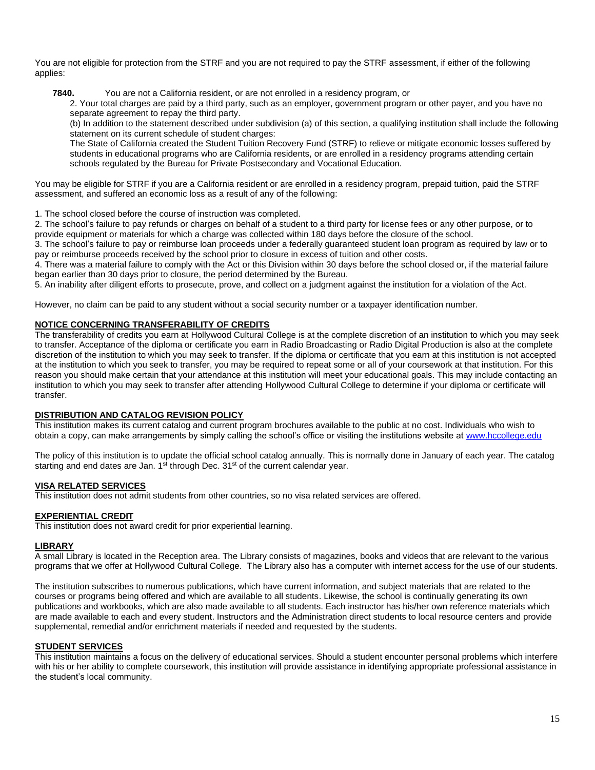You are not eligible for protection from the STRF and you are not required to pay the STRF assessment, if either of the following applies:

**7840.** You are not a California resident, or are not enrolled in a residency program, or

2. Your total charges are paid by a third party, such as an employer, government program or other payer, and you have no separate agreement to repay the third party.

(b) In addition to the statement described under subdivision (a) of this section, a qualifying institution shall include the following statement on its current schedule of student charges:

The State of California created the Student Tuition Recovery Fund (STRF) to relieve or mitigate economic losses suffered by students in educational programs who are California residents, or are enrolled in a residency programs attending certain schools regulated by the Bureau for Private Postsecondary and Vocational Education.

You may be eligible for STRF if you are a California resident or are enrolled in a residency program, prepaid tuition, paid the STRF assessment, and suffered an economic loss as a result of any of the following:

1. The school closed before the course of instruction was completed.
2. The school's failure to pay refunds or charges on behalf of a student to a third party for license fees or any other purpose, or to provide equipment or materials for which a charge was collected within 180 days before the closure of the school.
3. The school's failure to pay or reimburse loan proceeds under a federally guaranteed student loan program as required by law or to pay or reimburse proceeds received by the school prior to closure in excess of tuition and other costs.
4. There was a material failure to comply with the Act or this Division within 30 days before the school closed or, if the material failure began earlier than 30 days prior to closure, the period determined by the Bureau.
5. An inability after diligent efforts to prosecute, prove, and collect on a judgment against the institution for a violation of the Act.

However, no claim can be paid to any student without a social security number or a taxpayer identification number.

## NOTICE CONCERNING TRANSFERABILITY OF CREDITS

The transferability of credits you earn at Hollywood Cultural College is at the complete discretion of an institution to which you may seek to transfer. Acceptance of the diploma or certificate you earn in Radio Broadcasting or Radio Digital Production is also at the complete discretion of the institution to which you may seek to transfer. If the diploma or certificate that you earn at this institution is not accepted at the institution to which you seek to transfer, you may be required to repeat some or all of your coursework at that institution. For this reason you should make certain that your attendance at this institution will meet your educational goals. This may include contacting an institution to which you may seek to transfer after attending Hollywood Cultural College to determine if your diploma or certificate will transfer.

## DISTRIBUTION AND CATALOG REVISION POLICY

This institution makes its current catalog and current program brochures available to the public at no cost. Individuals who wish to obtain a copy, can make arrangements by simply calling the school's office or visiting the institutions website at www.hccollege.edu

The policy of this institution is to update the official school catalog annually. This is normally done in January of each year. The catalog starting and end dates are Jan. 1st through Dec. 31st of the current calendar year.

## VISA RELATED SERVICES

This institution does not admit students from other countries, so no visa related services are offered.

## EXPERIENTIAL CREDIT

This institution does not award credit for prior experiential learning.

## LIBRARY

A small Library is located in the Reception area. The Library consists of magazines, books and videos that are relevant to the various programs that we offer at Hollywood Cultural College. The Library also has a computer with internet access for the use of our students.

The institution subscribes to numerous publications, which have current information, and subject materials that are related to the courses or programs being offered and which are available to all students. Likewise, the school is continually generating its own publications and workbooks, which are also made available to all students. Each instructor has his/her own reference materials which are made available to each and every student. Instructors and the Administration direct students to local resource centers and provide supplemental, remedial and/or enrichment materials if needed and requested by the students.

## STUDENT SERVICES

This institution maintains a focus on the delivery of educational services. Should a student encounter personal problems which interfere with his or her ability to complete coursework, this institution will provide assistance in identifying appropriate professional assistance in the student's local community.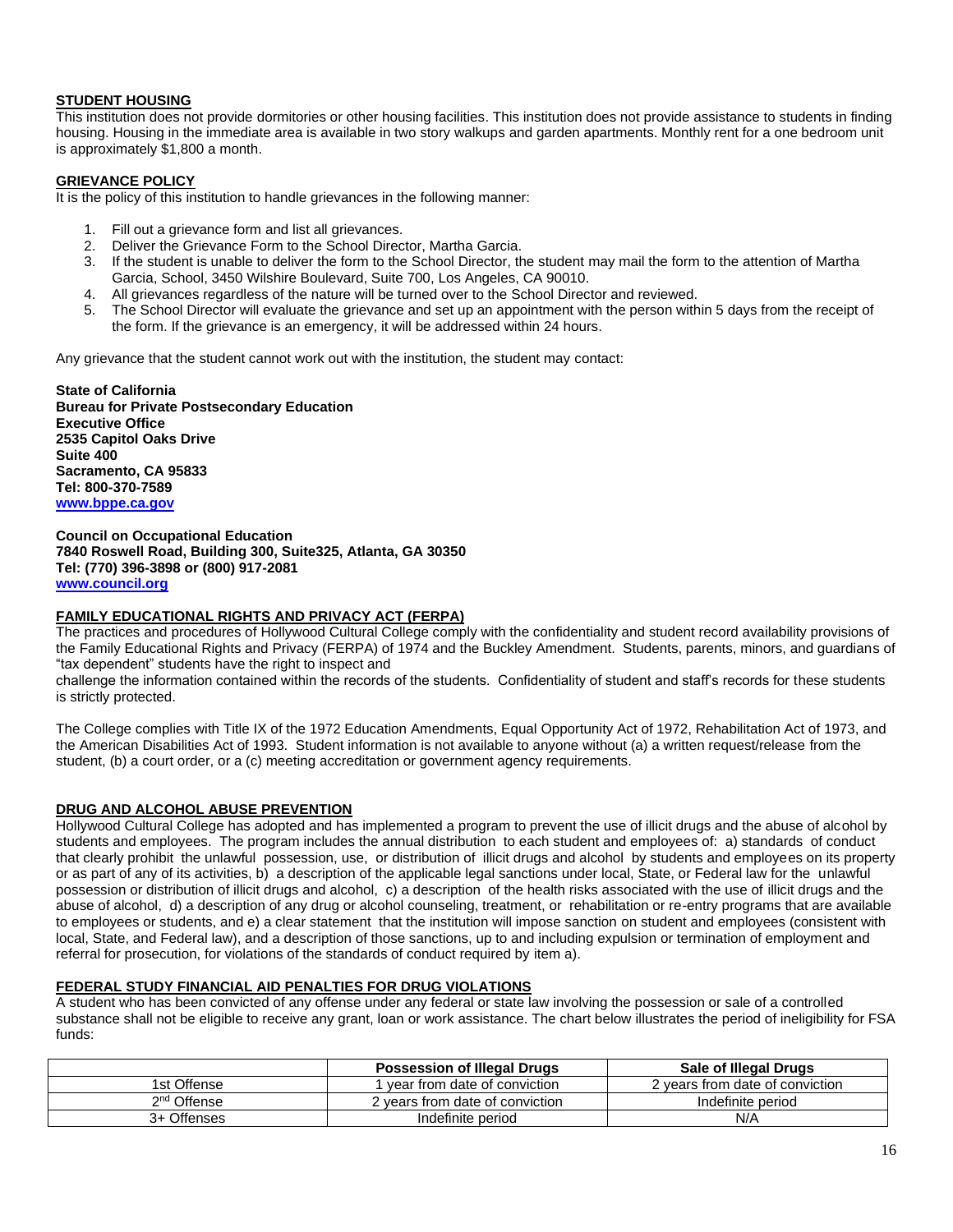## STUDENT HOUSING

This institution does not provide dormitories or other housing facilities. This institution does not provide assistance to students in finding housing. Housing in the immediate area is available in two story walkups and garden apartments. Monthly rent for a one bedroom unit is approximately $1,800 a month.

## GRIEVANCE POLICY

It is the policy of this institution to handle grievances in the following manner:

1. Fill out a grievance form and list all grievances.
2. Deliver the Grievance Form to the School Director, Martha Garcia.
3. If the student is unable to deliver the form to the School Director, the student may mail the form to the attention of Martha Garcia, School, 3450 Wilshire Boulevard, Suite 700, Los Angeles, CA 90010.
4. All grievances regardless of the nature will be turned over to the School Director and reviewed.
5. The School Director will evaluate the grievance and set up an appointment with the person within 5 days from the receipt of the form. If the grievance is an emergency, it will be addressed within 24 hours.

Any grievance that the student cannot work out with the institution, the student may contact:

**State of California**
**Bureau for Private Postsecondary Education**
**Executive Office**
**2535 Capitol Oaks Drive**
**Suite 400**
**Sacramento, CA 95833**
**Tel: 800-370-7589**
**www.bppe.ca.gov**

**Council on Occupational Education**
**7840 Roswell Road, Building 300, Suite325, Atlanta, GA 30350**
**Tel: (770) 396-3898 or (800) 917-2081**
**www.council.org**

## FAMILY EDUCATIONAL RIGHTS AND PRIVACY ACT (FERPA)

The practices and procedures of Hollywood Cultural College comply with the confidentiality and student record availability provisions of the Family Educational Rights and Privacy (FERPA) of 1974 and the Buckley Amendment. Students, parents, minors, and guardians of "tax dependent" students have the right to inspect and
challenge the information contained within the records of the students. Confidentiality of student and staff's records for these students is strictly protected.

The College complies with Title IX of the 1972 Education Amendments, Equal Opportunity Act of 1972, Rehabilitation Act of 1973, and the American Disabilities Act of 1993. Student information is not available to anyone without (a) a written request/release from the student, (b) a court order, or a (c) meeting accreditation or government agency requirements.

## DRUG AND ALCOHOL ABUSE PREVENTION

Hollywood Cultural College has adopted and has implemented a program to prevent the use of illicit drugs and the abuse of alcohol by students and employees. The program includes the annual distribution to each student and employees of: a) standards of conduct that clearly prohibit the unlawful possession, use, or distribution of illicit drugs and alcohol by students and employees on its property or as part of any of its activities, b) a description of the applicable legal sanctions under local, State, or Federal law for the unlawful possession or distribution of illicit drugs and alcohol, c) a description of the health risks associated with the use of illicit drugs and the abuse of alcohol, d) a description of any drug or alcohol counseling, treatment, or rehabilitation or re-entry programs that are available to employees or students, and e) a clear statement that the institution will impose sanction on student and employees (consistent with local, State, and Federal law), and a description of those sanctions, up to and including expulsion or termination of employment and referral for prosecution, for violations of the standards of conduct required by item a).

## FEDERAL STUDY FINANCIAL AID PENALTIES FOR DRUG VIOLATIONS

A student who has been convicted of any offense under any federal or state law involving the possession or sale of a controlled substance shall not be eligible to receive any grant, loan or work assistance. The chart below illustrates the period of ineligibility for FSA funds:

| | Possession of Illegal Drugs | Sale of Illegal Drugs |
|---|---|---|
| 1st Offense | 1 year from date of conviction | 2 years from date of conviction |
| 2nd Offense | 2 years from date of conviction | Indefinite period |
| 3+ Offenses | Indefinite period | N/A |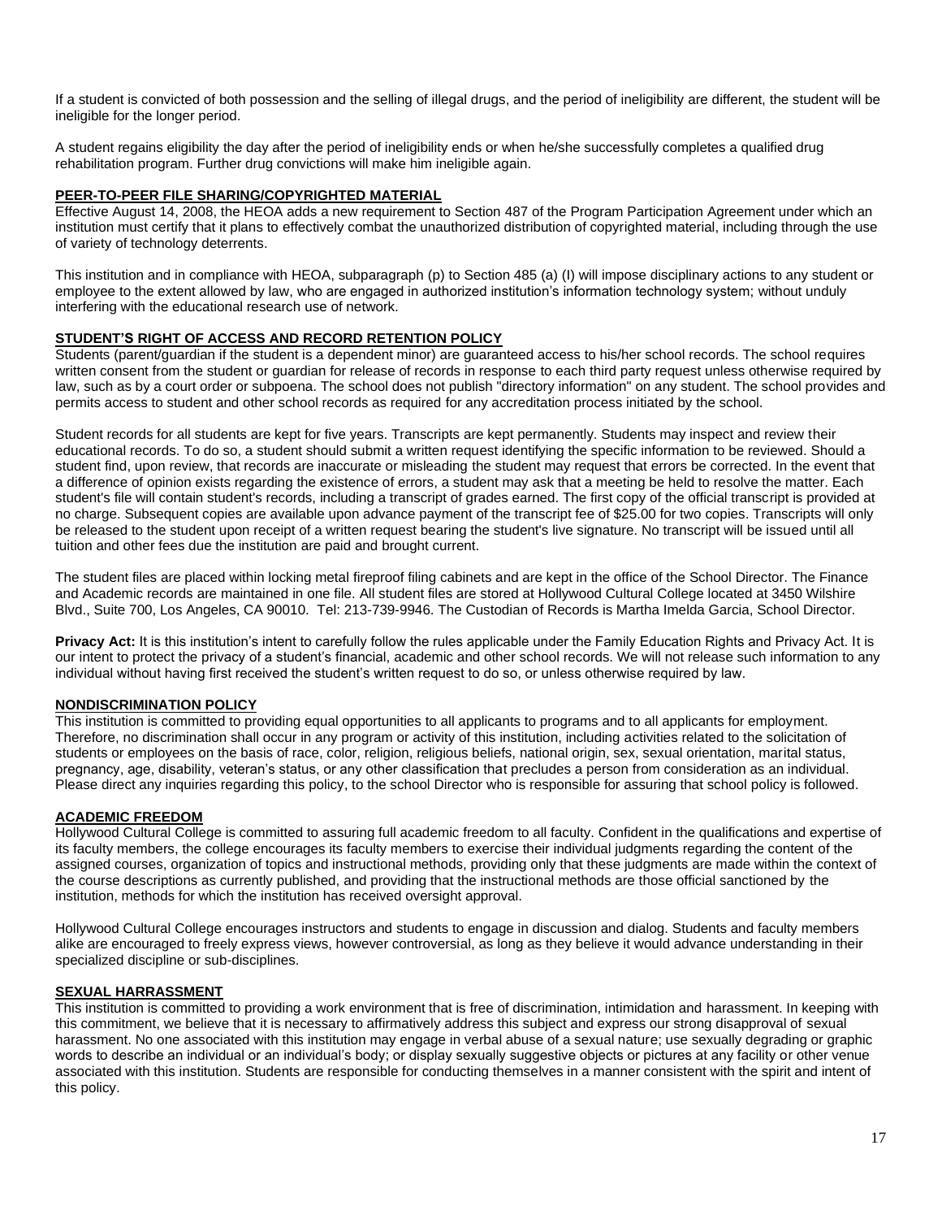If a student is convicted of both possession and the selling of illegal drugs, and the period of ineligibility are different, the student will be ineligible for the longer period.

A student regains eligibility the day after the period of ineligibility ends or when he/she successfully completes a qualified drug rehabilitation program. Further drug convictions will make him ineligible again.

## PEER-TO-PEER FILE SHARING/COPYRIGHTED MATERIAL

Effective August 14, 2008, the HEOA adds a new requirement to Section 487 of the Program Participation Agreement under which an institution must certify that it plans to effectively combat the unauthorized distribution of copyrighted material, including through the use of variety of technology deterrents.

This institution and in compliance with HEOA, subparagraph (p) to Section 485 (a) (I) will impose disciplinary actions to any student or employee to the extent allowed by law, who are engaged in authorized institution's information technology system; without unduly interfering with the educational research use of network.

## STUDENT'S RIGHT OF ACCESS AND RECORD RETENTION POLICY

Students (parent/guardian if the student is a dependent minor) are guaranteed access to his/her school records. The school requires written consent from the student or guardian for release of records in response to each third party request unless otherwise required by law, such as by a court order or subpoena. The school does not publish "directory information" on any student. The school provides and permits access to student and other school records as required for any accreditation process initiated by the school.

Student records for all students are kept for five years. Transcripts are kept permanently. Students may inspect and review their educational records. To do so, a student should submit a written request identifying the specific information to be reviewed. Should a student find, upon review, that records are inaccurate or misleading the student may request that errors be corrected. In the event that a difference of opinion exists regarding the existence of errors, a student may ask that a meeting be held to resolve the matter. Each student's file will contain student's records, including a transcript of grades earned. The first copy of the official transcript is provided at no charge. Subsequent copies are available upon advance payment of the transcript fee of $25.00 for two copies. Transcripts will only be released to the student upon receipt of a written request bearing the student's live signature. No transcript will be issued until all tuition and other fees due the institution are paid and brought current.

The student files are placed within locking metal fireproof filing cabinets and are kept in the office of the School Director. The Finance and Academic records are maintained in one file. All student files are stored at Hollywood Cultural College located at 3450 Wilshire Blvd., Suite 700, Los Angeles, CA 90010. Tel: 213-739-9946. The Custodian of Records is Martha Imelda Garcia, School Director.

**Privacy Act:** It is this institution's intent to carefully follow the rules applicable under the Family Education Rights and Privacy Act. It is our intent to protect the privacy of a student's financial, academic and other school records. We will not release such information to any individual without having first received the student's written request to do so, or unless otherwise required by law.

## NONDISCRIMINATION POLICY

This institution is committed to providing equal opportunities to all applicants to programs and to all applicants for employment. Therefore, no discrimination shall occur in any program or activity of this institution, including activities related to the solicitation of students or employees on the basis of race, color, religion, religious beliefs, national origin, sex, sexual orientation, marital status, pregnancy, age, disability, veteran's status, or any other classification that precludes a person from consideration as an individual. Please direct any inquiries regarding this policy, to the school Director who is responsible for assuring that school policy is followed.

## ACADEMIC FREEDOM

Hollywood Cultural College is committed to assuring full academic freedom to all faculty. Confident in the qualifications and expertise of its faculty members, the college encourages its faculty members to exercise their individual judgments regarding the content of the assigned courses, organization of topics and instructional methods, providing only that these judgments are made within the context of the course descriptions as currently published, and providing that the instructional methods are those official sanctioned by the institution, methods for which the institution has received oversight approval.

Hollywood Cultural College encourages instructors and students to engage in discussion and dialog. Students and faculty members alike are encouraged to freely express views, however controversial, as long as they believe it would advance understanding in their specialized discipline or sub-disciplines.

## SEXUAL HARRASSMENT

This institution is committed to providing a work environment that is free of discrimination, intimidation and harassment. In keeping with this commitment, we believe that it is necessary to affirmatively address this subject and express our strong disapproval of sexual harassment. No one associated with this institution may engage in verbal abuse of a sexual nature; use sexually degrading or graphic words to describe an individual or an individual's body; or display sexually suggestive objects or pictures at any facility or other venue associated with this institution. Students are responsible for conducting themselves in a manner consistent with the spirit and intent of this policy.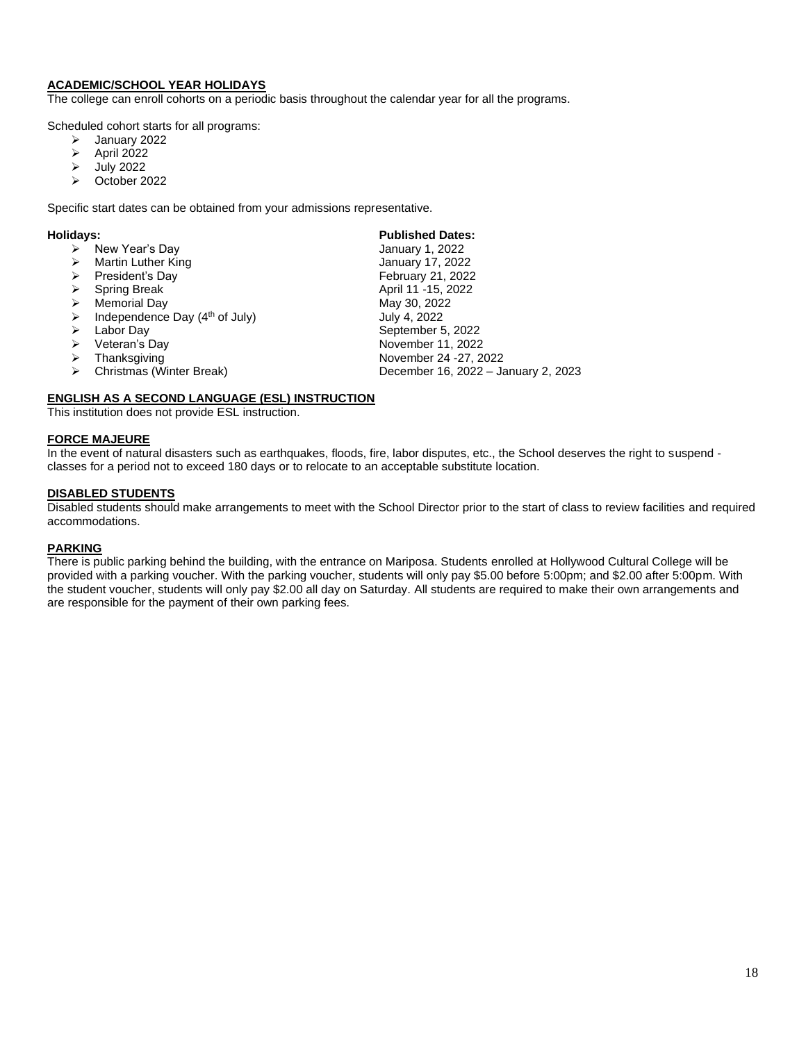**ACADEMIC/SCHOOL YEAR HOLIDAYS**

The college can enroll cohorts on a periodic basis throughout the calendar year for all the programs.

Scheduled cohort starts for all programs:

- January 2022
- April 2022
- July 2022
- October 2022

Specific start dates can be obtained from your admissions representative.

| Holidays: | Published Dates: |
|---|---|
| New Year's Day | January 1, 2022 |
| Martin Luther King | January 17, 2022 |
| President's Day | February 21, 2022 |
| Spring Break | April 11 -15, 2022 |
| Memorial Day | May 30, 2022 |
| Independence Day (4th of July) | July 4, 2022 |
| Labor Day | September 5, 2022 |
| Veteran's Day | November 11, 2022 |
| Thanksgiving | November 24 -27, 2022 |
| Christmas (Winter Break) | December 16, 2022 – January 2, 2023 |

**ENGLISH AS A SECOND LANGUAGE (ESL) INSTRUCTION**

This institution does not provide ESL instruction.

**FORCE MAJEURE**

In the event of natural disasters such as earthquakes, floods, fire, labor disputes, etc., the School deserves the right to suspend - classes for a period not to exceed 180 days or to relocate to an acceptable substitute location.

**DISABLED STUDENTS**

Disabled students should make arrangements to meet with the School Director prior to the start of class to review facilities and required accommodations.

**PARKING**

There is public parking behind the building, with the entrance on Mariposa. Students enrolled at Hollywood Cultural College will be provided with a parking voucher. With the parking voucher, students will only pay $5.00 before 5:00pm; and $2.00 after 5:00pm. With the student voucher, students will only pay $2.00 all day on Saturday. All students are required to make their own arrangements and are responsible for the payment of their own parking fees.